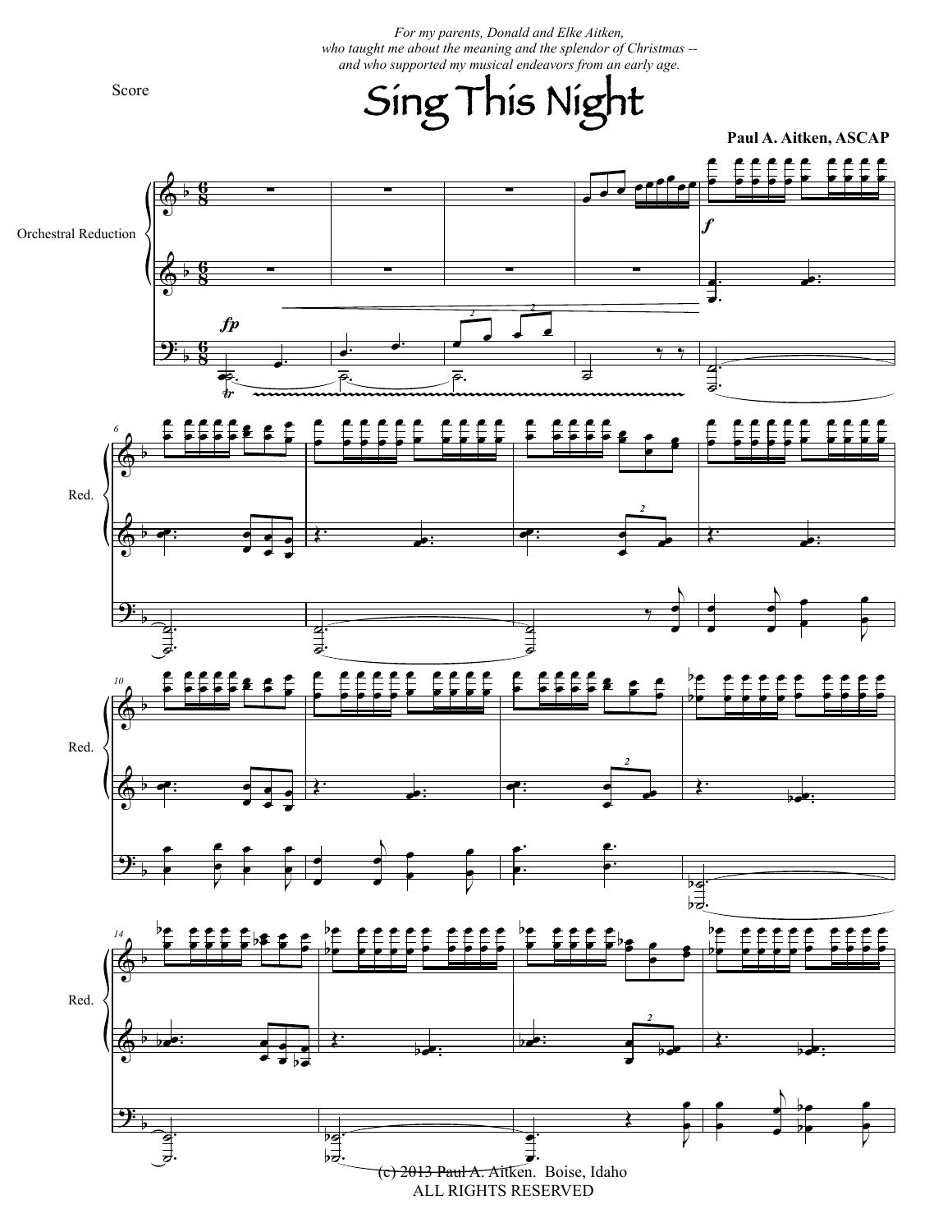*For my parents, Donald and Elke Aitken,*
*who taught me about the meaning and the splendor of Christmas --*
*and who supported my musical endeavors from an early age.*

Score

# Sing This Night

**Paul A. Aitken, ASCAP**

(c) 2013 Paul A. Aitken. Boise, Idaho
ALL RIGHTS RESERVED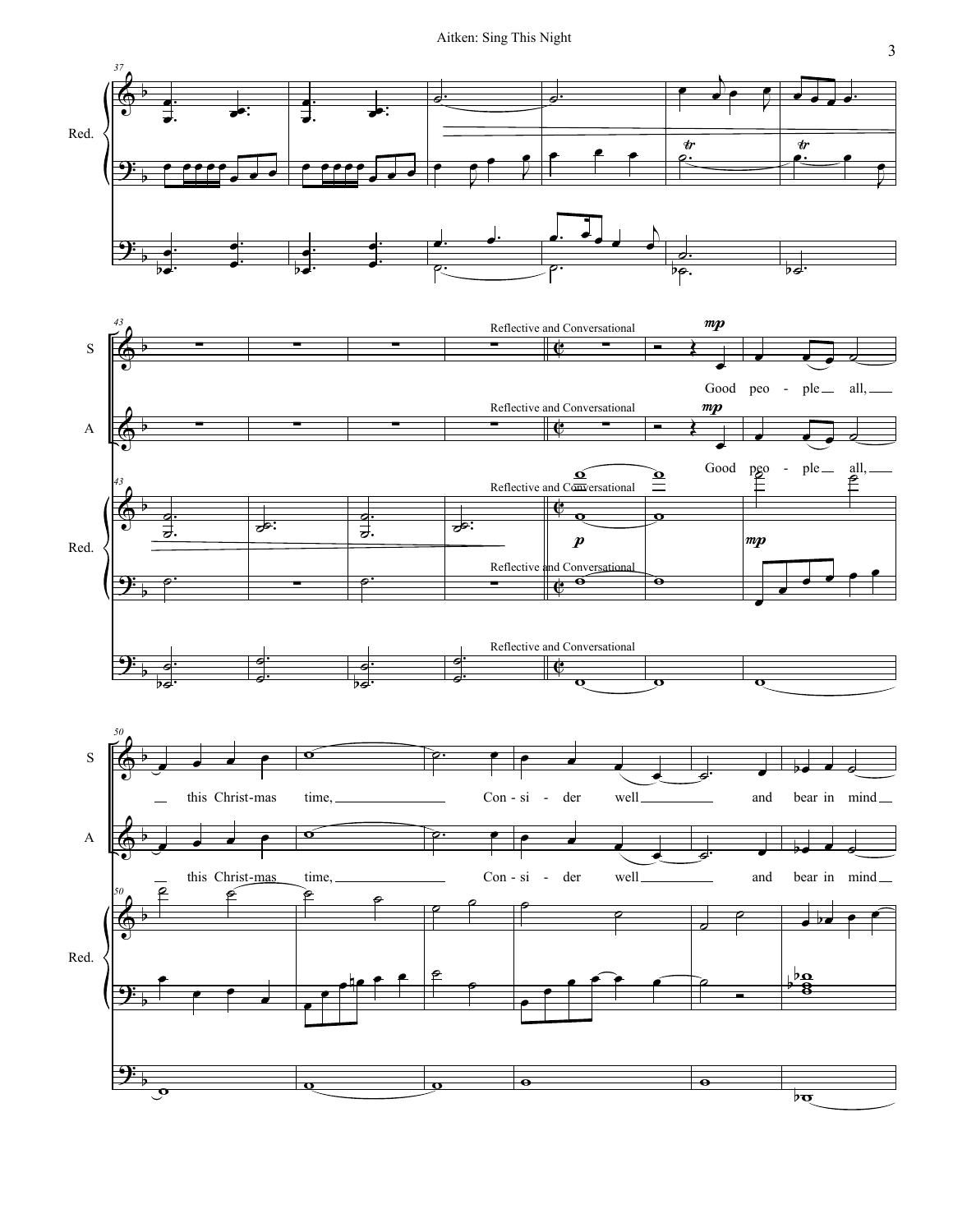Reflective and Conversational

*mp*

Good peo - ple all, this Christ-mas time, Con - si - der well and bear in mind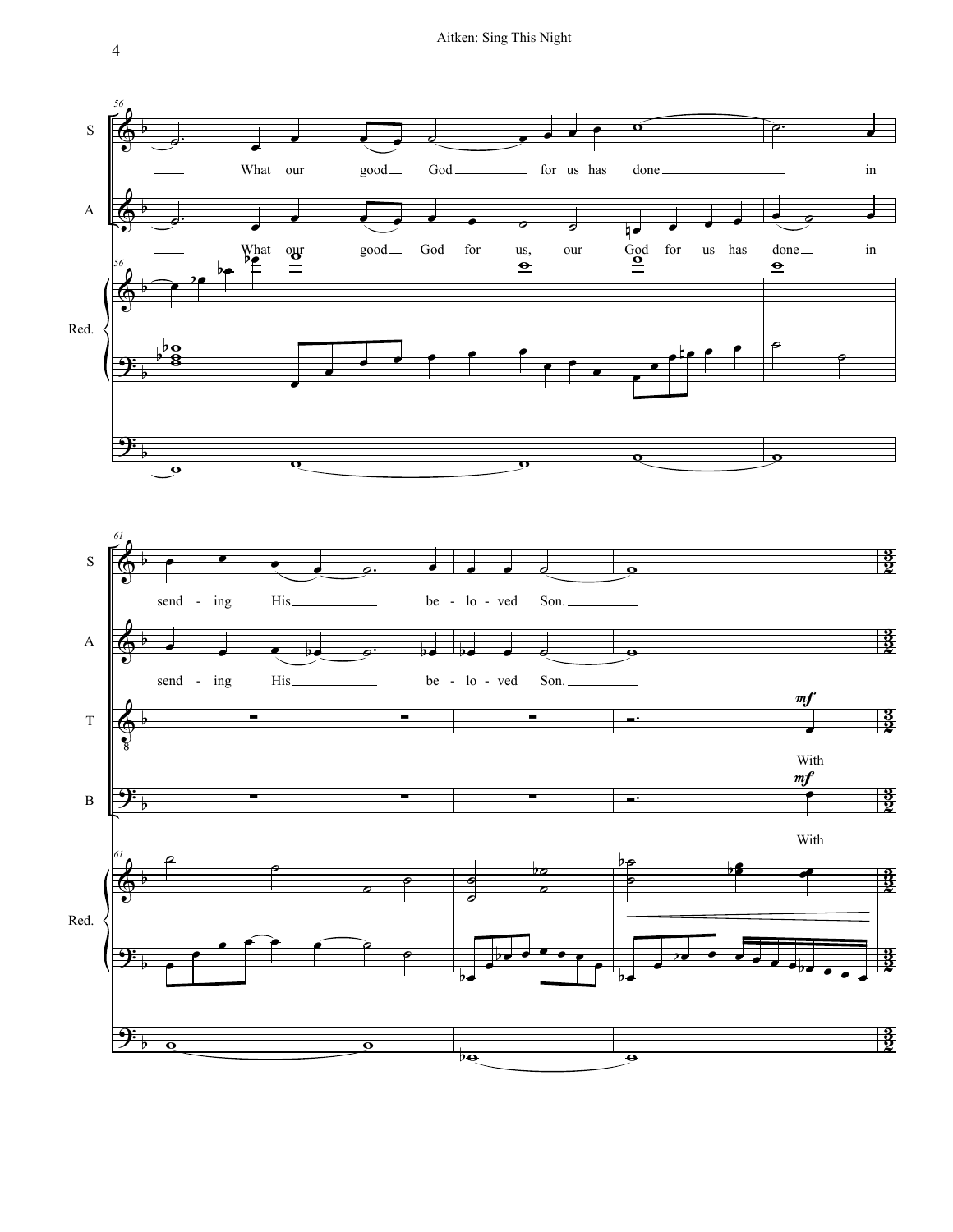56

S: What our good God for us has done in

A: What our good God for us, our God for us has done in

Red.

61

S: send - ing His be - lo - ved Son.

A: send - ing His be - lo - ved Son.

T: *mf* With

B: *mf* With

Red.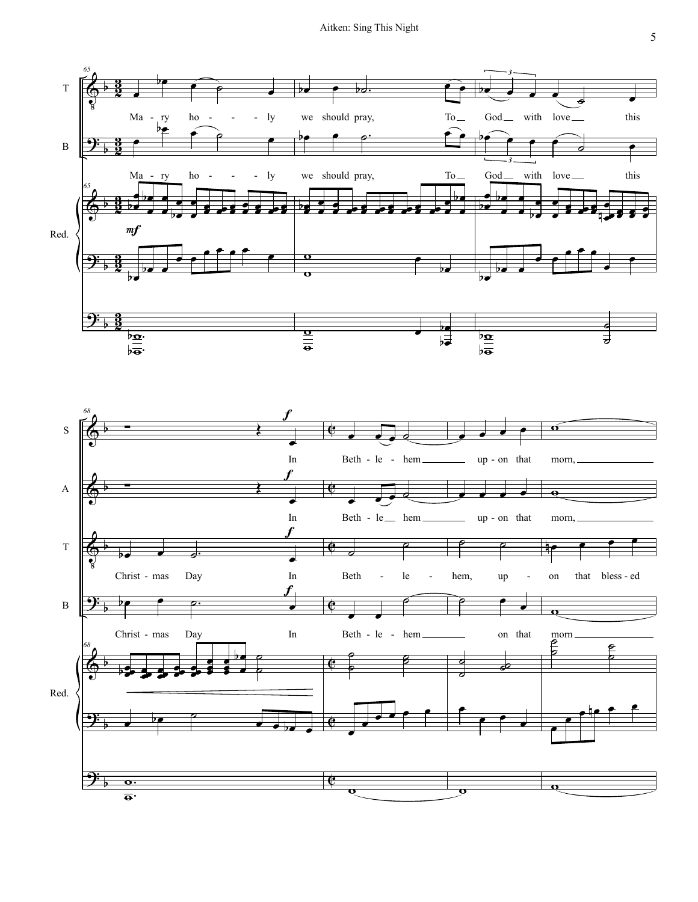Ma - ry ho - - - ly we should pray, To God with love this

Ma - ry ho - - - ly we should pray, To God with love this

Christ - mas Day In Beth - le - hem, up - on that bless - ed

Christ - mas Day In Beth - le - hem on that morn

In Beth - le - hem up - on that morn,

In Beth - le hem up - on that morn,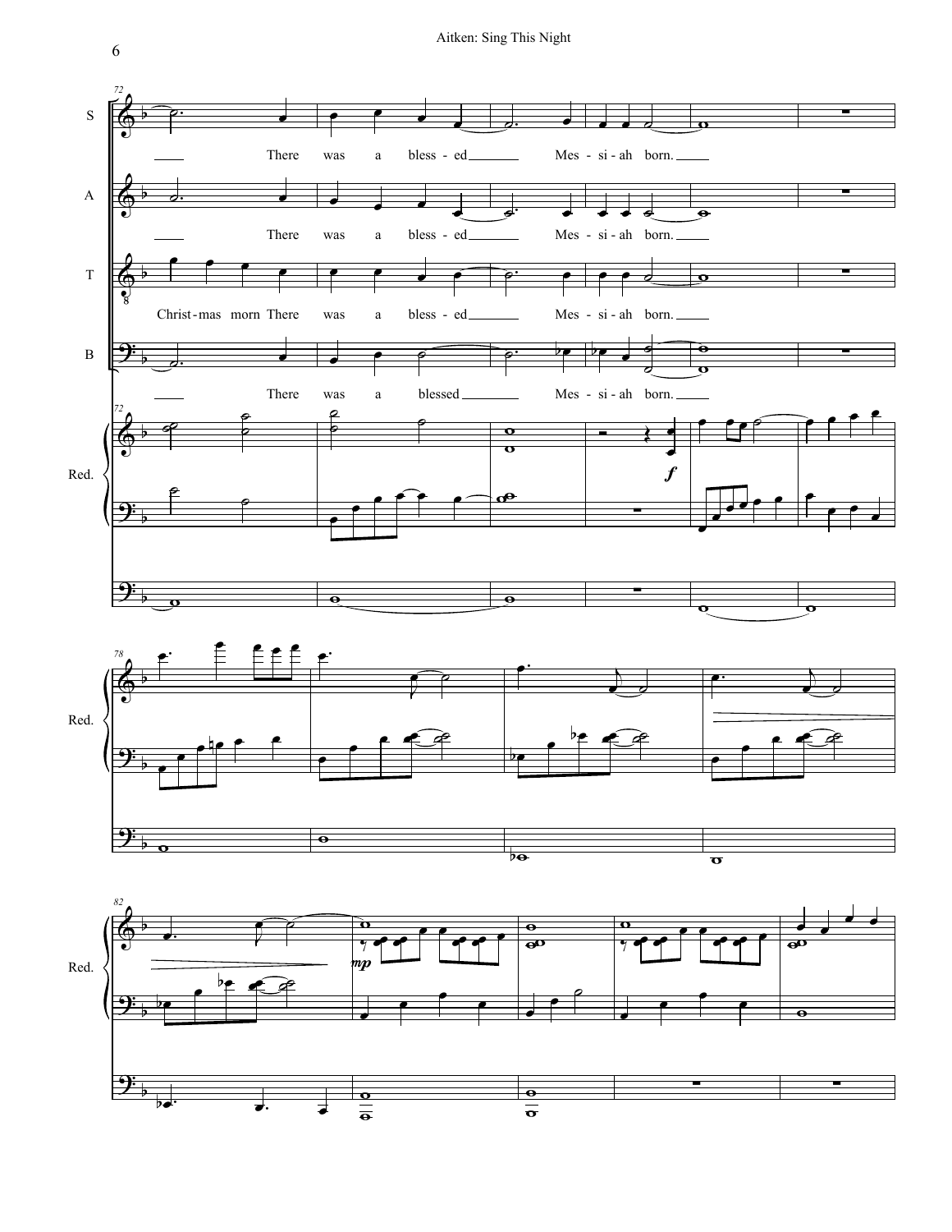S

There was a bless - ed Mes - si - ah born.

A

There was a bless - ed Mes - si - ah born.

T

Christ - mas morn There was a bless - ed Mes - si - ah born.

B

There was a blessed Mes - si - ah born.

Red.

*f*

*mp*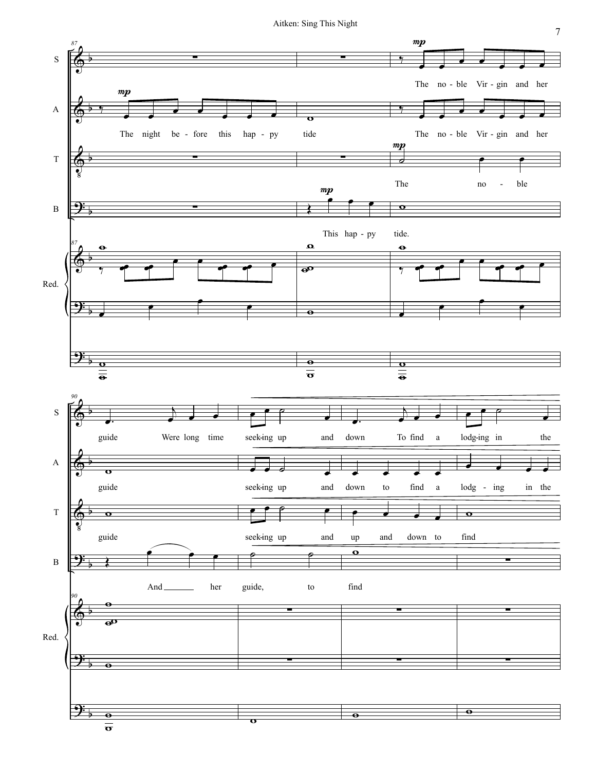S: The no - ble Vir - gin and her guide Were long time seek-ing up and down To find a lodg-ing in the

A: The night be - fore this hap - py tide The no - ble Vir - gin and her guide seek-ing up and down to find a lodg - ing in the

T: The no - ble guide seek-ing up and up and down to find

B: This hap - py tide. And her guide, to find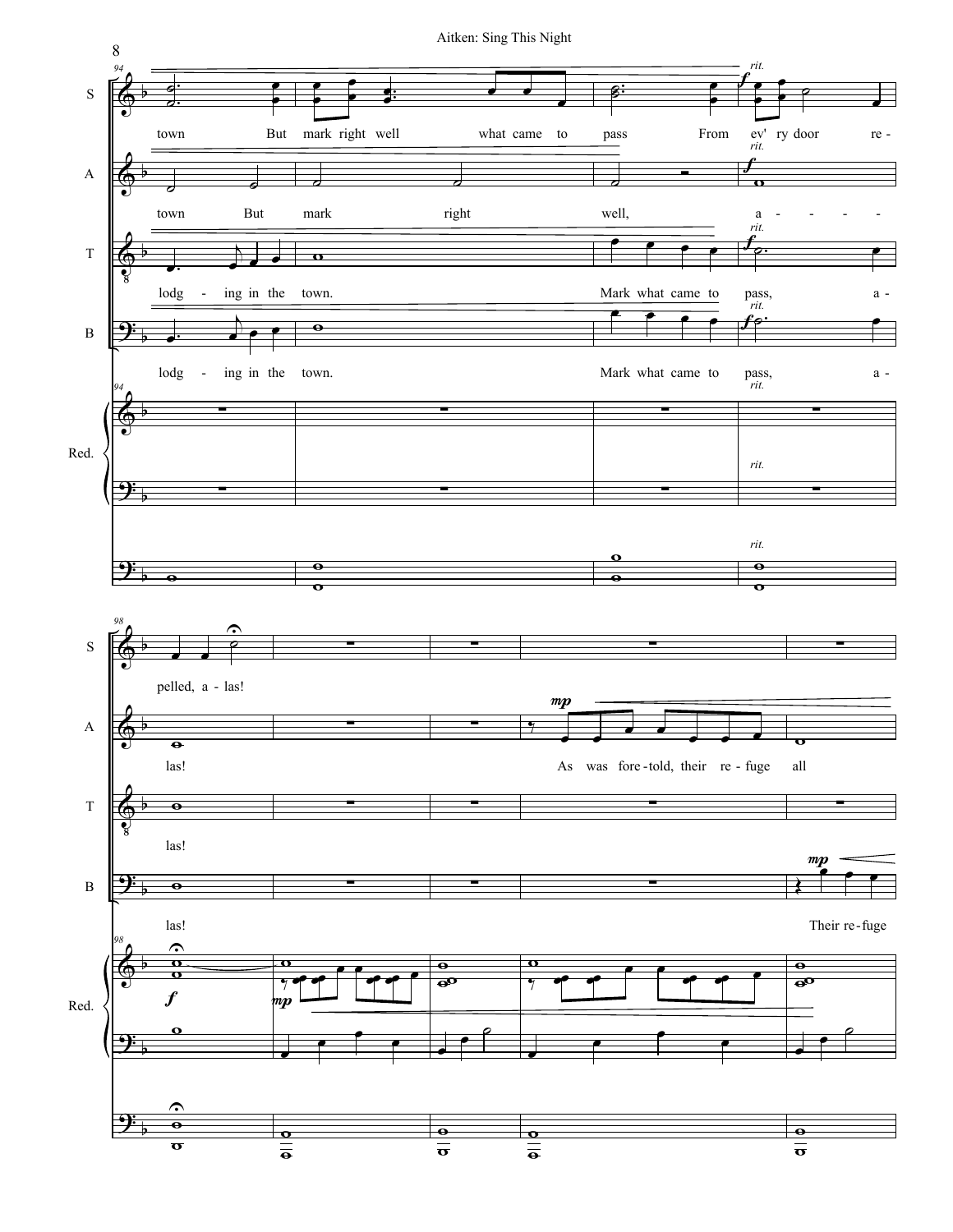town But mark right well what came to pass From ev' ry door re - pelled, a - las!

town But mark right well, a - - - - las! As was fore-told, their re-fuge all

lodg - ing in the town. Mark what came to pass, a - las!

lodg - ing in the town. Mark what came to pass, a - las! Their re-fuge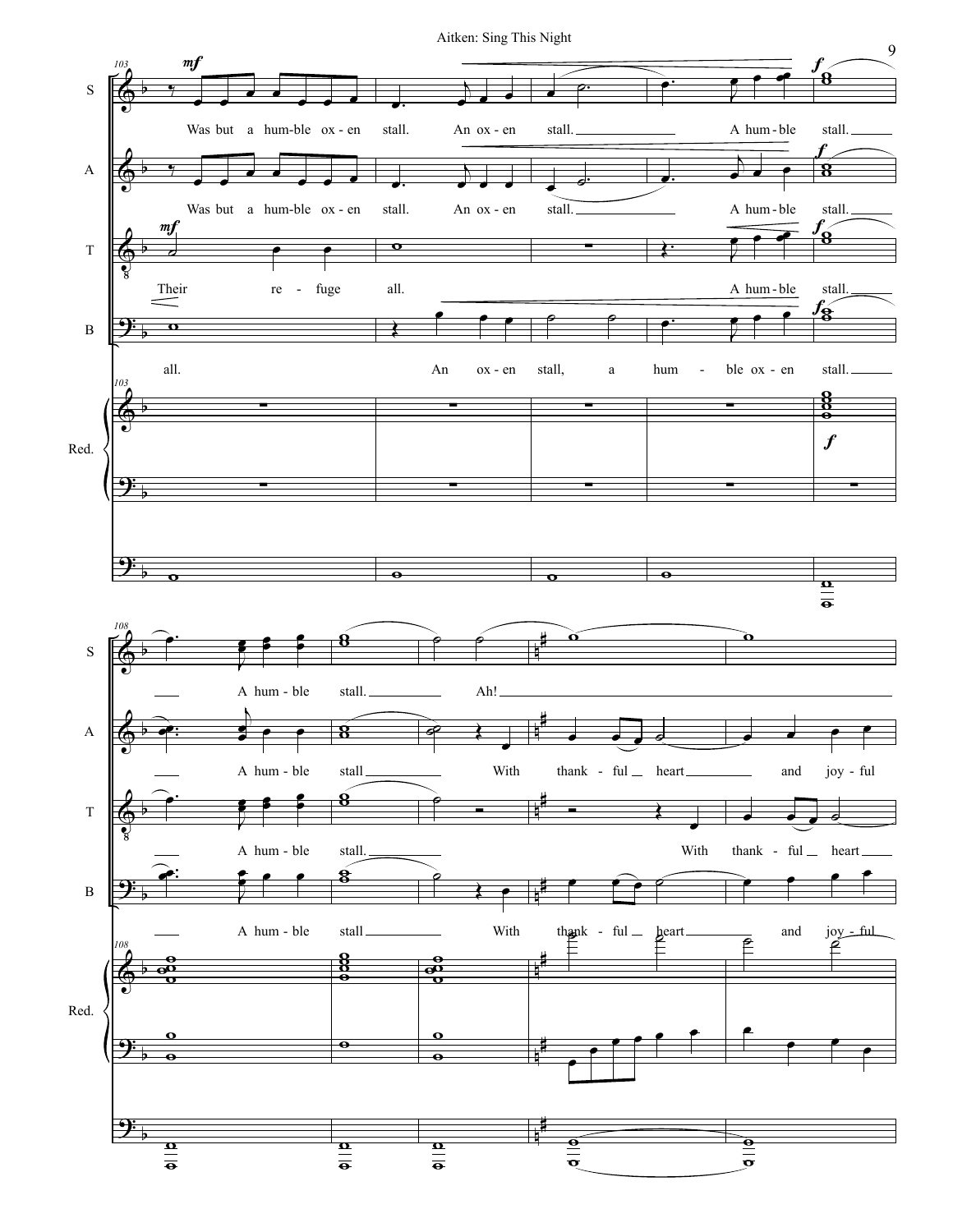S: Was but a hum-ble ox-en stall. An ox-en stall. A hum-ble stall. A hum-ble stall. Ah!

A: Was but a hum-ble ox-en stall. An ox-en stall. A hum-ble stall. A hum-ble stall With thank-ful heart and joy-ful

T: Their re-fuge all. A hum-ble stall. A hum-ble stall. With thank-ful heart

B: all. An ox-en stall, a hum-ble ox-en stall. A hum-ble stall With thank-ful heart and joy-ful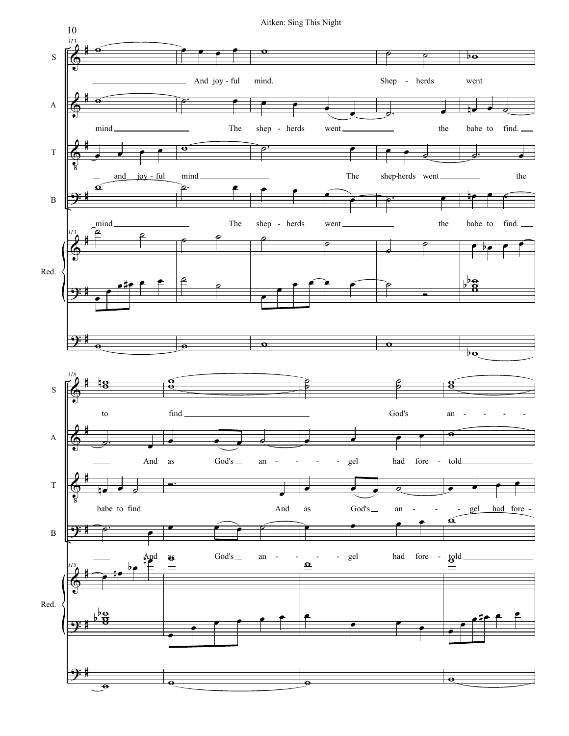113

S: And joy - ful mind. Shep - herds went

A: mind The shep - herds went the babe to find.

T: and joy - ful mind The shep-herds went the

B: mind The shep - herds went the babe to find.

Red.

118

S: to find God's an - - - -

A: And as God's an - - - - gel had fore - told

T: babe to find. And as God's an - - - - gel had fore -

B: And as God's an - - - - gel had fore - told

Red.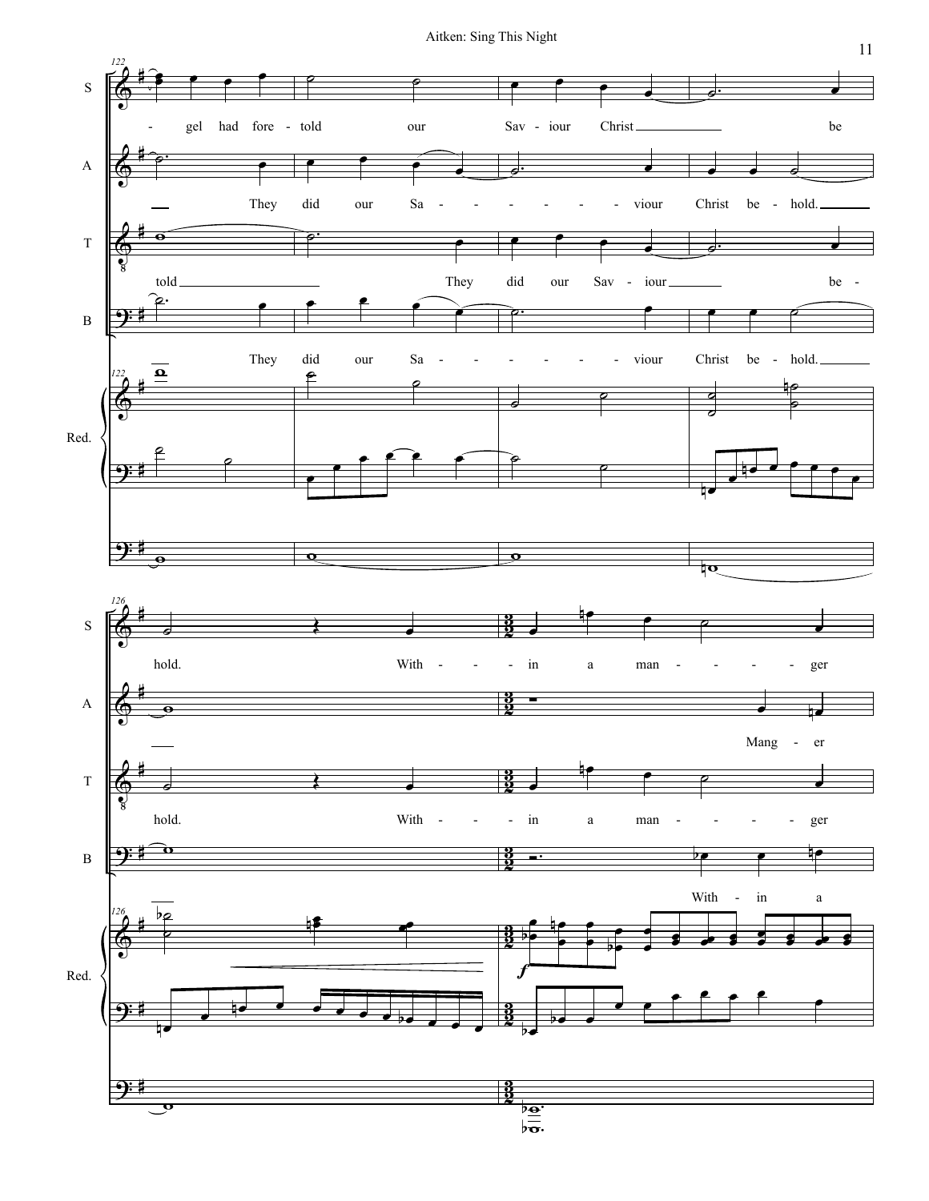S: - gel had fore - told our Sav - iour Christ be hold. With - in a man - ger

A: They did our Sa - - - - - - - viour Christ be - hold. Mang - er

T: told They did our Sav - iour be - hold. With - in a man - ger

B: They did our Sa - - - - - - - viour Christ be - hold. With - in a

Red.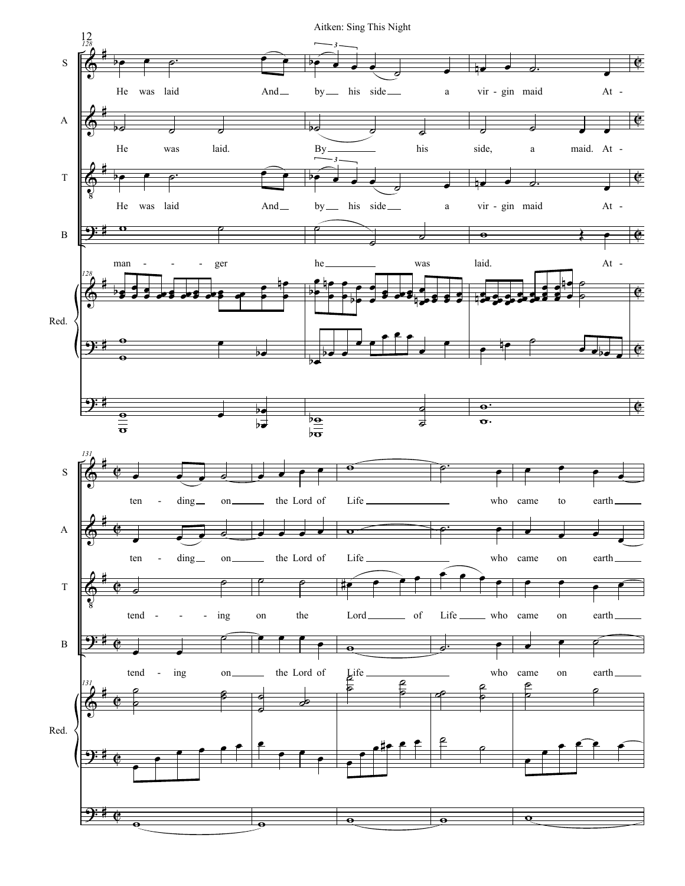S: He was laid And by his side a vir - gin maid At -

A: He was laid. By his side, a maid. At -

T: He was laid And by his side a vir - gin maid At -

B: man - - - ger he was laid. At -

Red.

S: ten - ding on the Lord of Life who came to earth

A: ten - ding on the Lord of Life who came on earth

T: tend - - - ing on the Lord of Life who came on earth

B: tend - ing on the Lord of Life who came on earth

Red.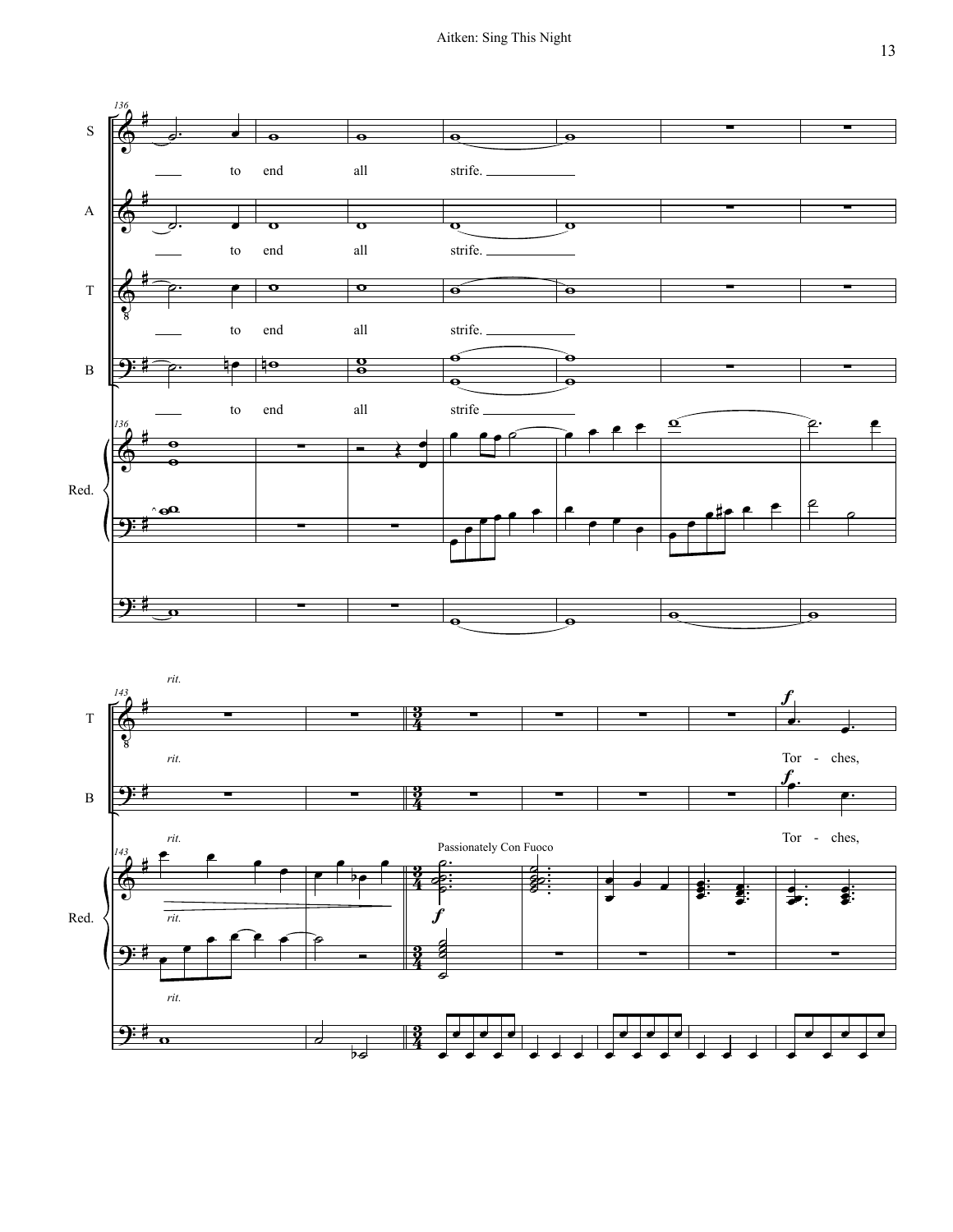136

S: — to end all strife. —

A: — to end all strife. —

T: — to end all strife. —

B: — to end all strife —

Red.

143

*rit.*

T: *f* Tor - ches,

B: *f* Tor - ches,

Passionately Con Fuoco

*f*

Red.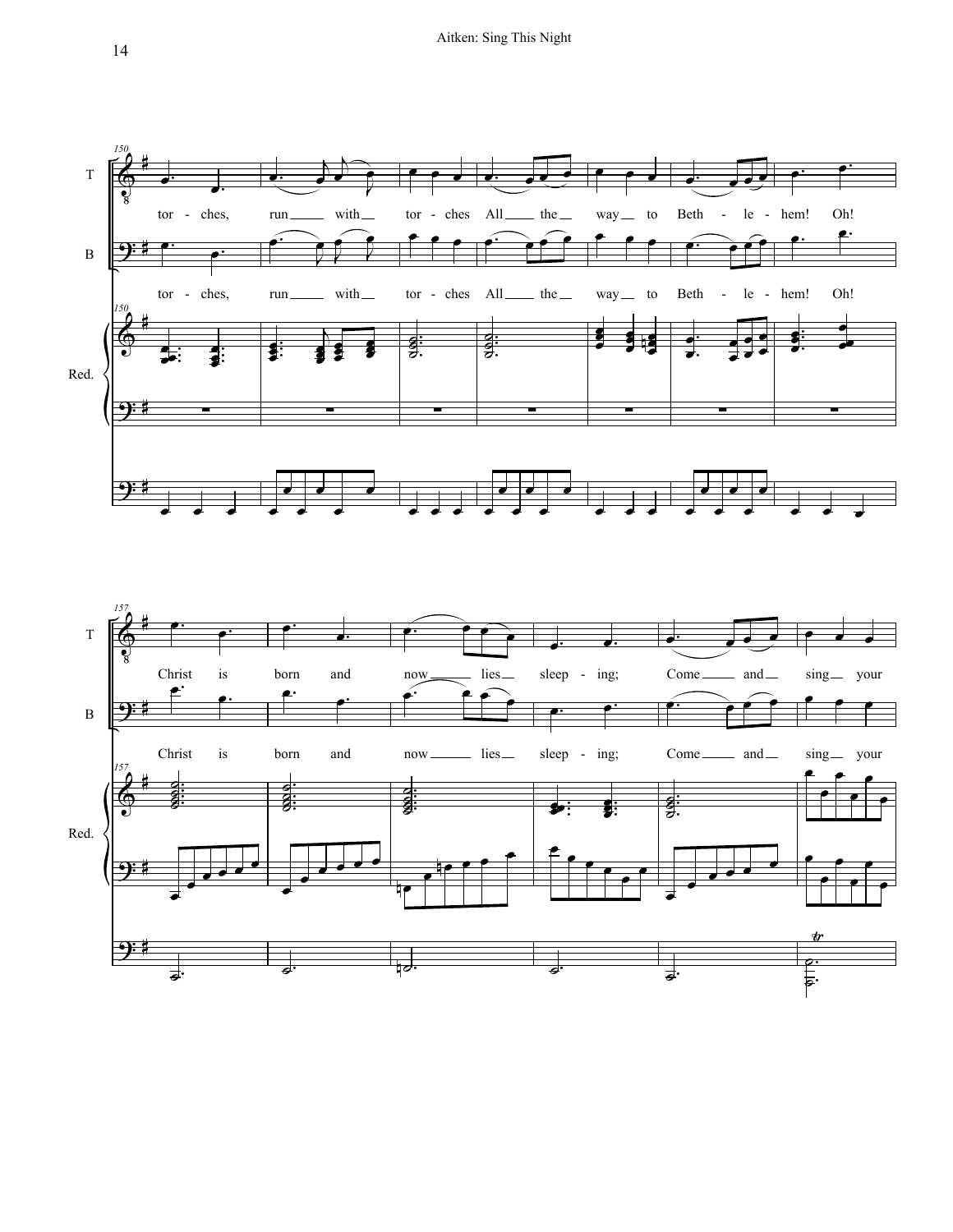150

T

tor - ches, run ___ with ___ tor - ches All ___ the ___ way ___ to Beth - le - hem! Oh!

B

tor - ches, run ___ with ___ tor - ches All ___ the ___ way ___ to Beth - le - hem! Oh!

Red.

157

T

Christ is born and now ___ lies ___ sleep - ing; Come ___ and ___ sing ___ your

B

Christ is born and now ___ lies ___ sleep - ing; Come ___ and ___ sing ___ your

Red.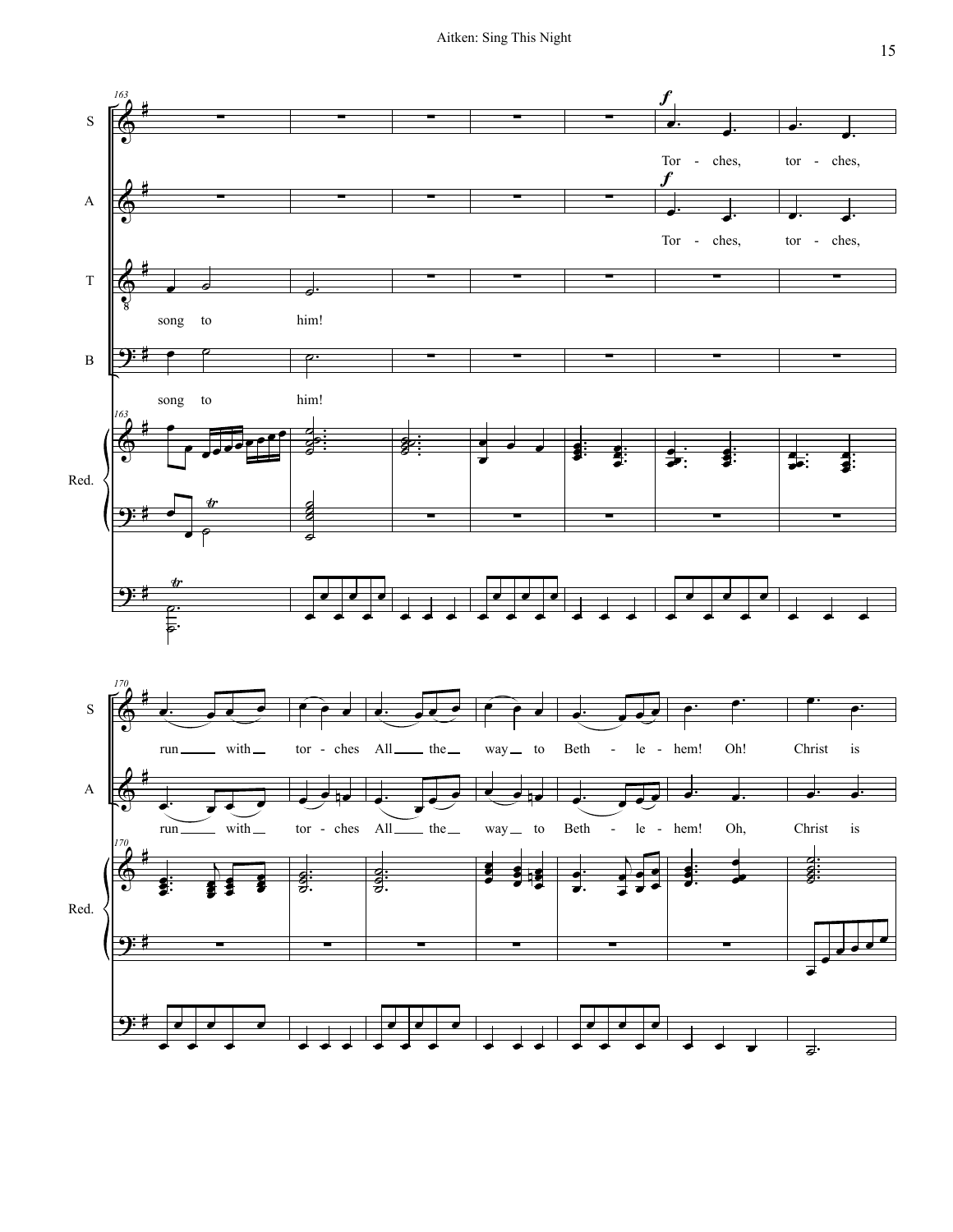S: Tor - ches, tor - ches,

A: Tor - ches, tor - ches,

T: song to him!

B: song to him!

Red.

S: run with tor - ches All the way to Beth - le - hem! Oh! Christ is

A: run with tor - ches All the way to Beth - le - hem! Oh, Christ is

Red.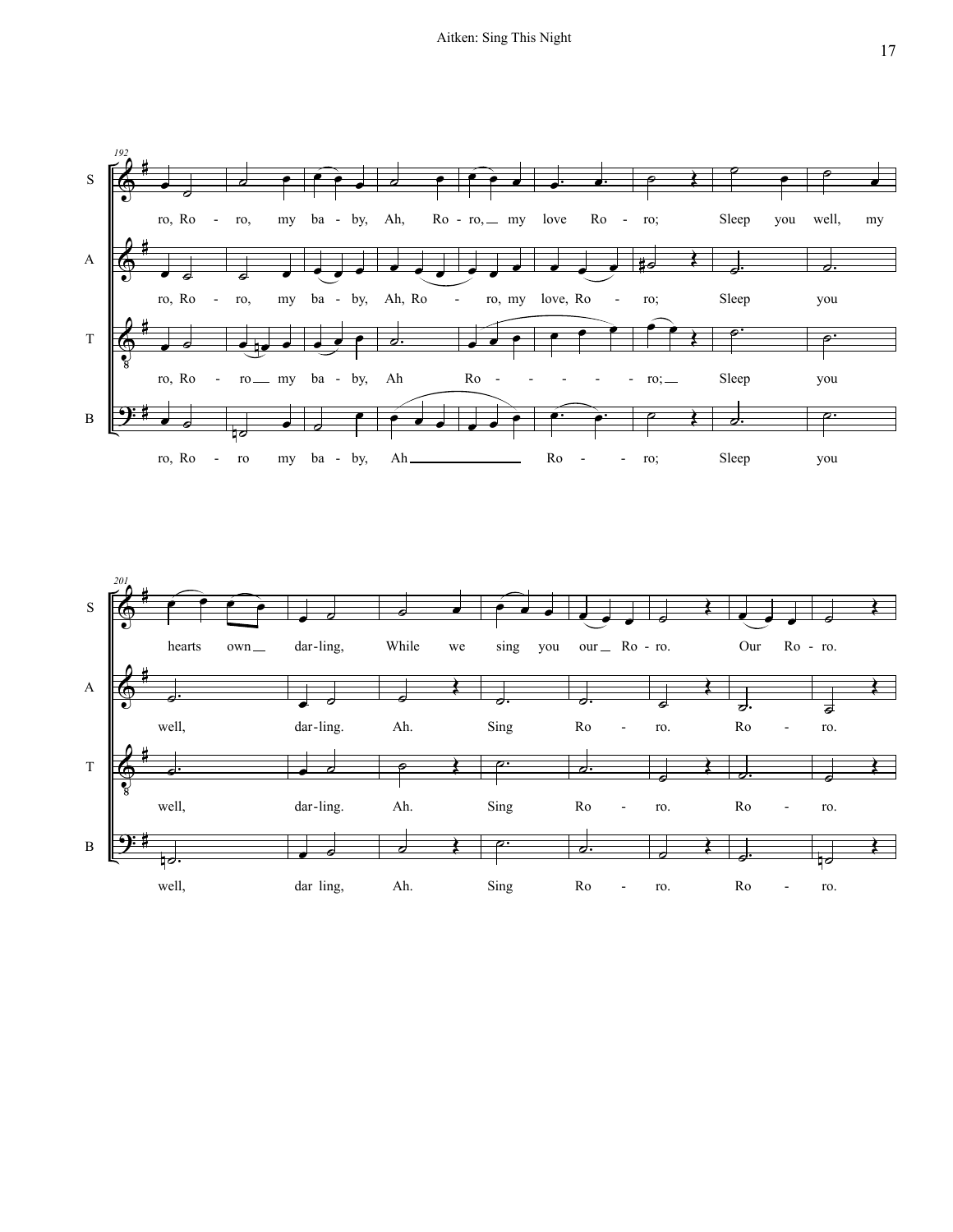192

S: ro, Ro - ro, my ba - by, Ah, Ro - ro, my love Ro - ro; Sleep you well, my

A: ro, Ro - ro, my ba - by, Ah, Ro - ro, my love, Ro - ro; Sleep you

T: ro, Ro - ro my ba - by, Ah Ro - - - - - ro; Sleep you

B: ro, Ro - ro my ba - by, Ah Ro - - ro; Sleep you

201

S: hearts own dar-ling, While we sing you our Ro - ro. Our Ro - ro.

A: well, dar-ling. Ah. Sing Ro - ro. Ro - ro.

T: well, dar-ling. Ah. Sing Ro - ro. Ro - ro.

B: well, dar ling, Ah. Sing Ro - ro. Ro - ro.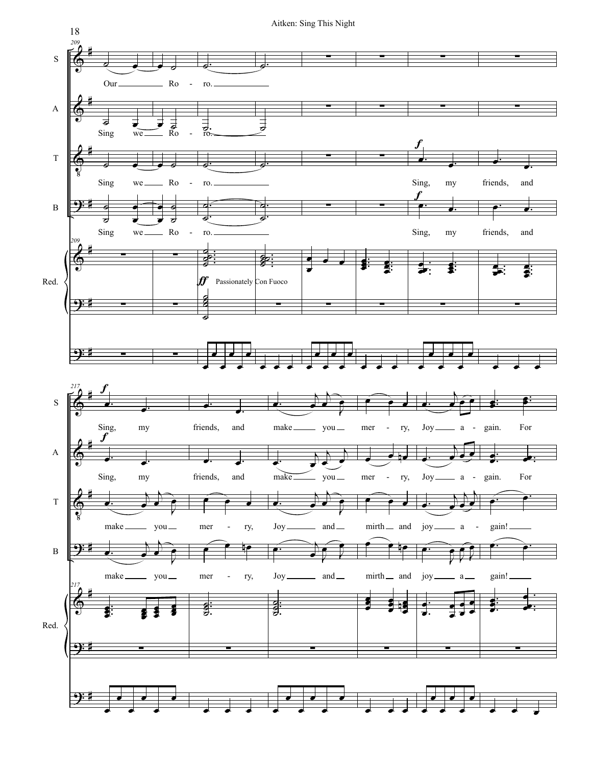S: Our Ro - ro.

A: Sing we Ro - ro.

T: Sing we Ro - ro. Sing, my friends, and

B: Sing we Ro - ro. Sing, my friends, and

Red.: *ff* Passionately Con Fuoco

S: Sing, my friends, and make you mer - ry, Joy a - gain. For

A: Sing, my friends, and make you mer - ry, Joy a - gain. For

T: make you mer - ry, Joy and mirth and joy a - gain!

B: make you mer - ry, Joy and mirth and joy a gain!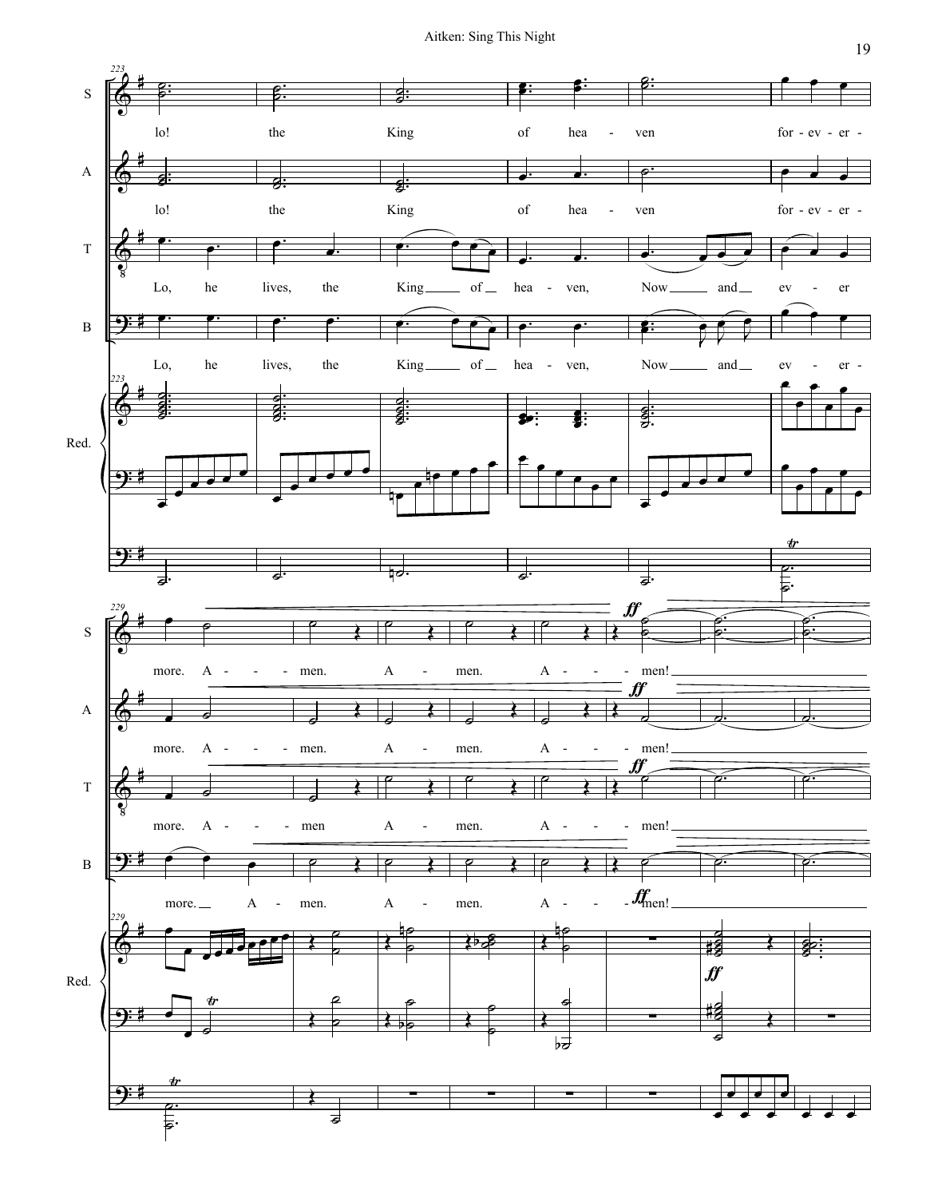S: lo! the King of hea - ven for - ev - er - more. A - - - men. A - men. A - - - men!

A: lo! the King of hea - ven for - ev - er - more. A - - - men. A - men. A - - - men!

T: Lo, he lives, the King of hea - ven, Now and ev - er more. A - - - men A - men. A - - - men!

B: Lo, he lives, the King of hea - ven, Now and ev - er - more. A - men. A - men. A - - - men!

Red.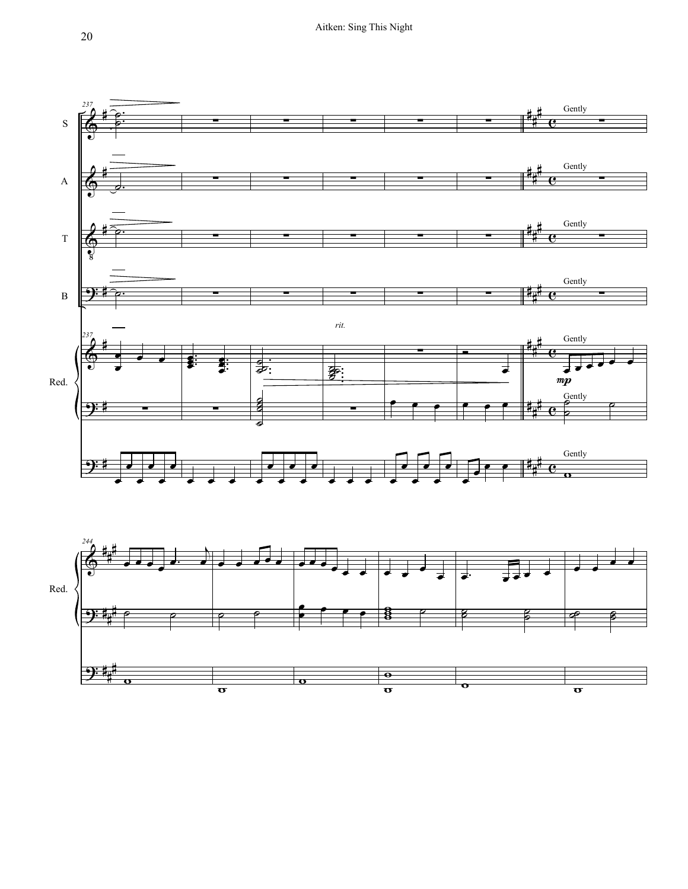237

S

Gently

A

Gently

T

Gently

B

Gently

237

*rit.*

Gently

*mp*

Gently

Red.

Gently

244

Red.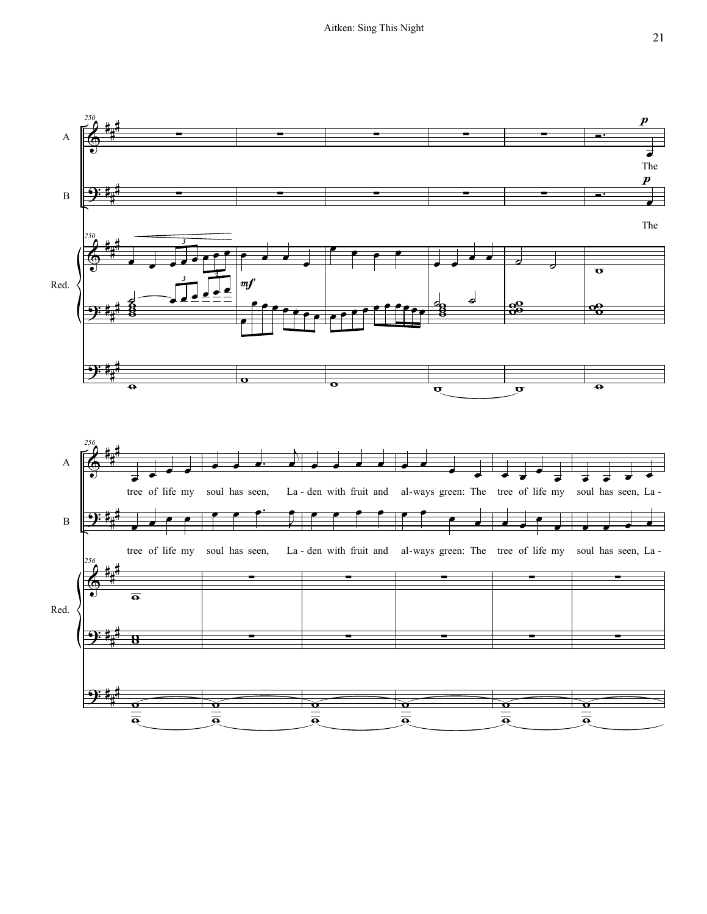A

B

Red.

The

tree of life my soul has seen, La - den with fruit and al - ways green: The tree of life my soul has seen, La -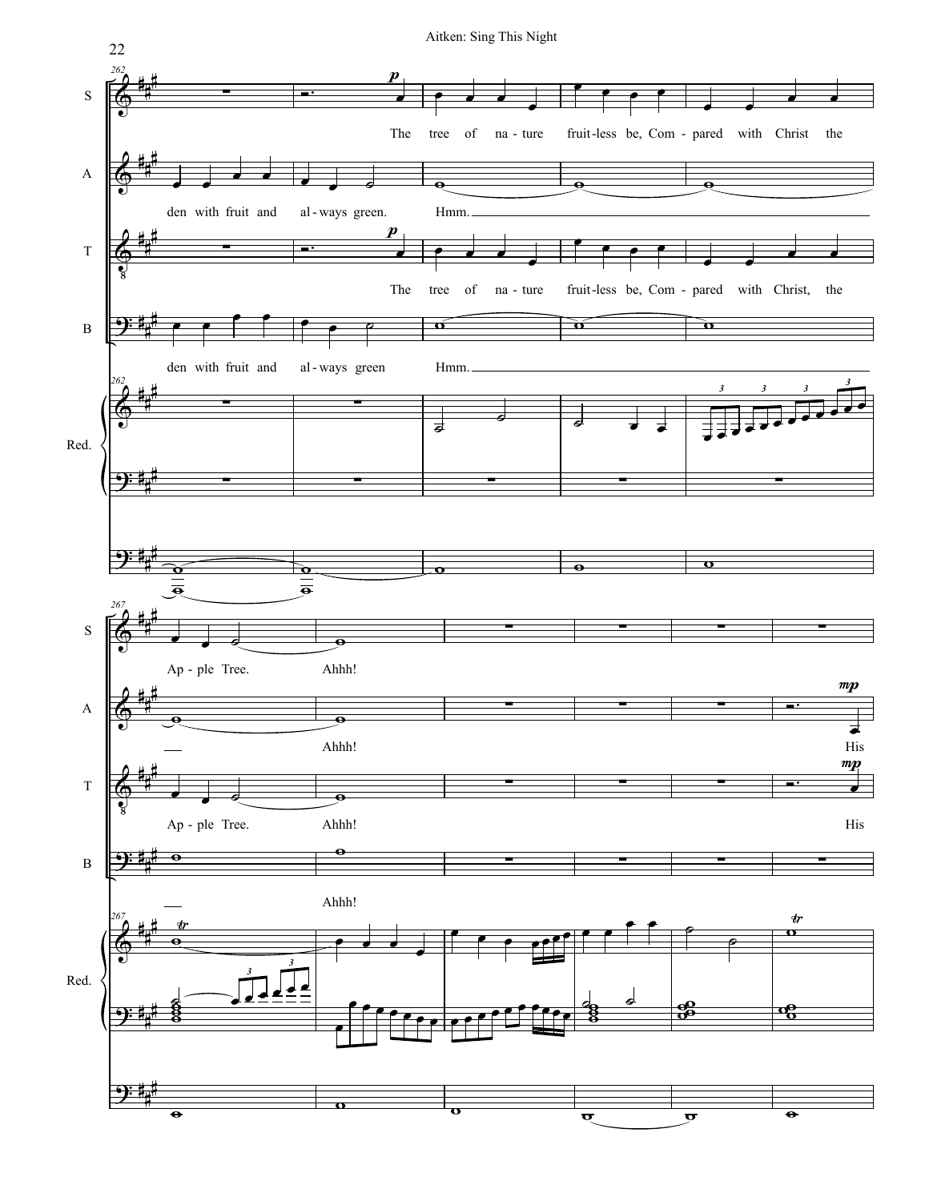S: The tree of na - ture fruit-less be, Com - pared with Christ the Ap - ple Tree. Ahhh!

A: den with fruit and al - ways green. Hmm. Ahhh! His

T: The tree of na - ture fruit-less be, Com - pared with Christ, the Ap - ple Tree. Ahhh! His

B: den with fruit and al - ways green Hmm. Ahhh!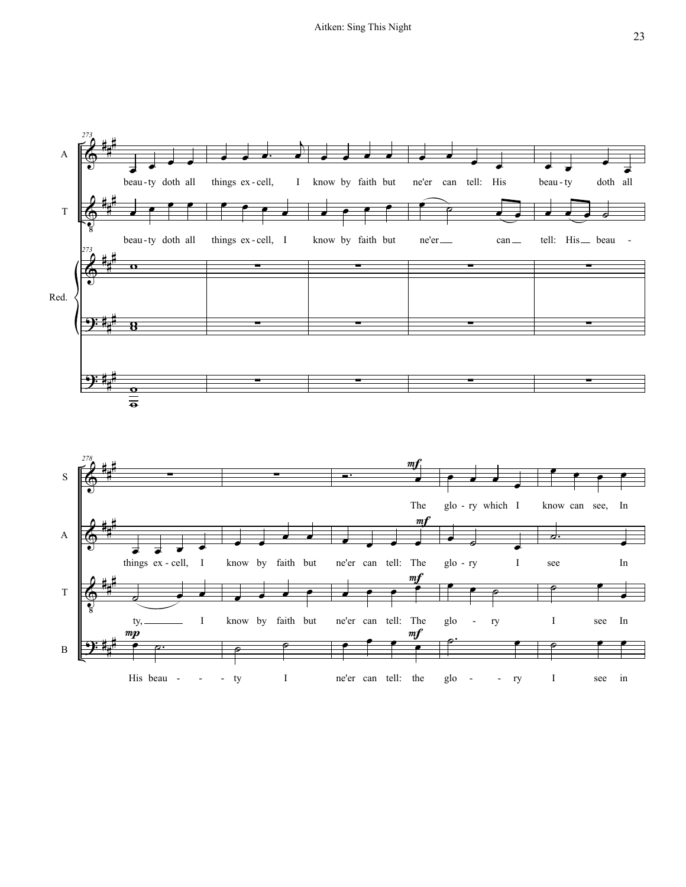273

A: beau-ty doth all things ex-cell, I know by faith but ne'er can tell: His beau-ty doth all

T: beau-ty doth all things ex-cell, I know by faith but ne'er can tell: His beau-

Red.

278

S: The glo-ry which I know can see, In

A: things ex-cell, I know by faith but ne'er can tell: The glo-ry I see In

T: ty, I know by faith but ne'er can tell: The glo-ry I see In

B: His beau-ty I ne'er can tell: the glo-ry I see in

*mp* *mf*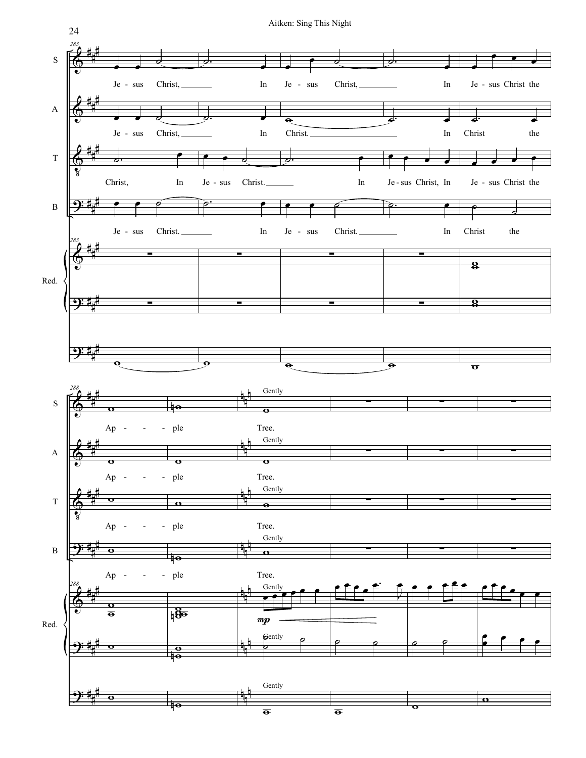S: Je - sus Christ, In Je - sus Christ, In Je - sus Christ the Ap - - - ple Tree.

A: Je - sus Christ, In Christ. In Christ the Ap - - - ple Tree.

T: Christ, In Je - sus Christ. In Je - sus Christ, In Je - sus Christ the Ap - - - ple Tree.

B: Je - sus Christ. In Je - sus Christ. In Christ the Ap - - - ple Tree.

Gently

*mp*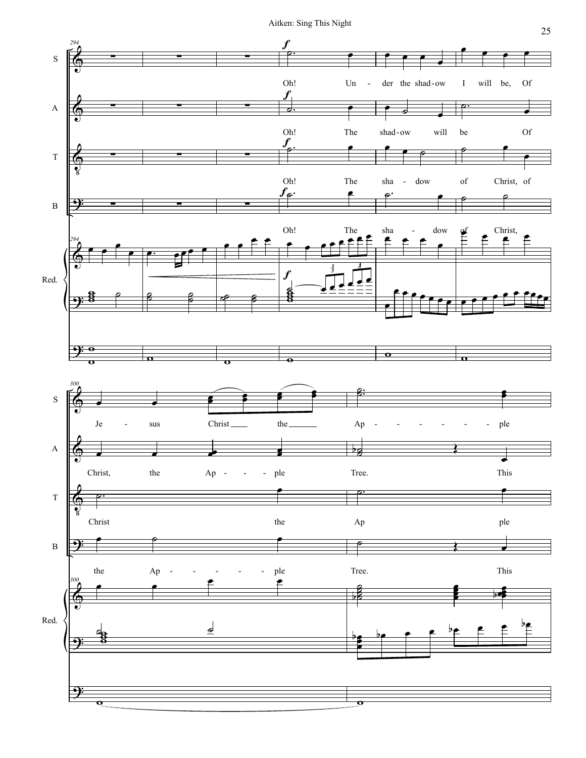S: Oh! Un - der the shad-ow I will be, Of Je - sus Christ the Ap - - - - - - - ple

A: Oh! The shad-ow will be Of Christ, the Ap - - - ple Tree. This

T: Oh! The sha - dow of Christ, of Christ the Ap ple

B: Oh! The sha - dow of Christ, the Ap - - - - - - ple Tree. This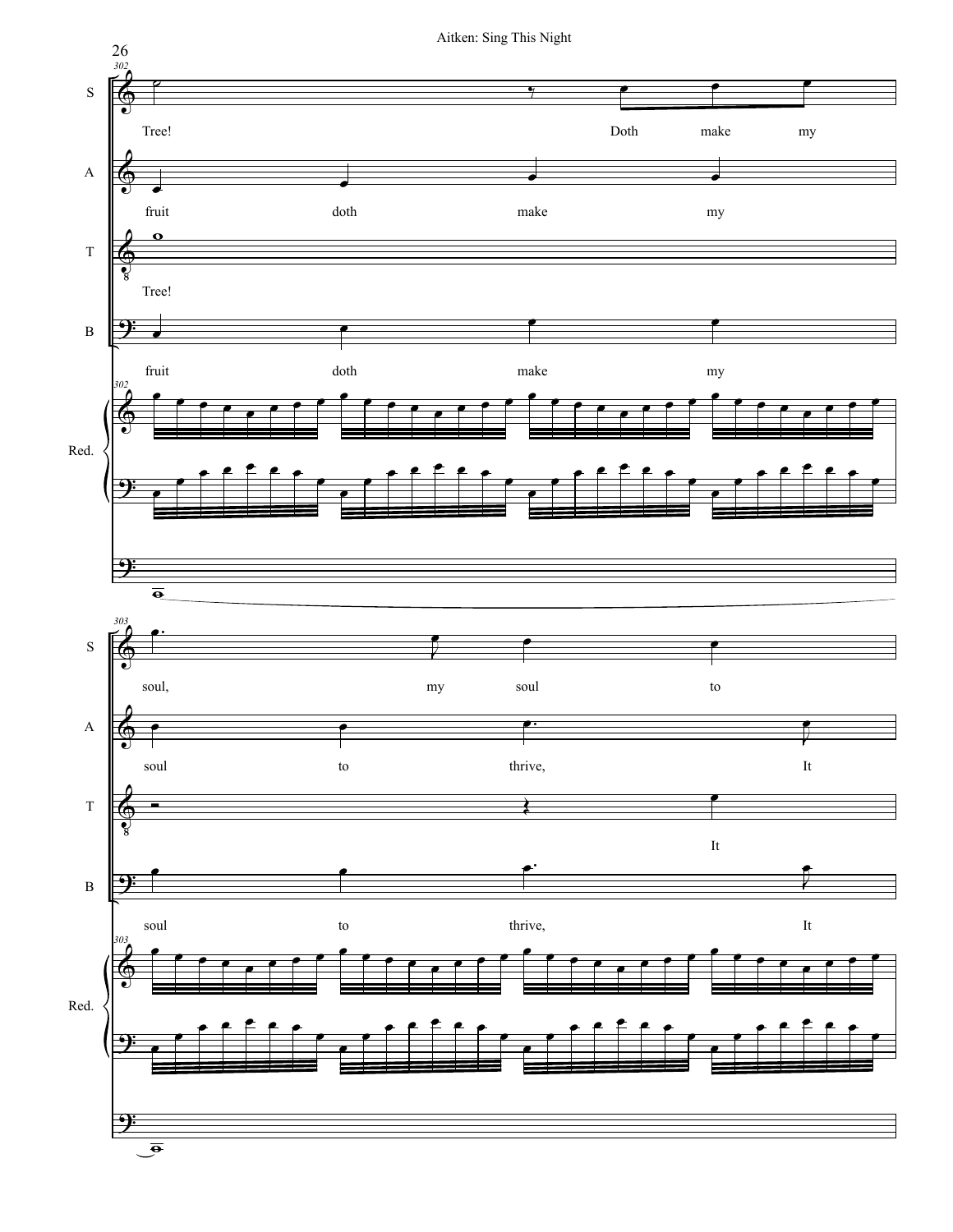S: Tree! Doth make my

A: fruit doth make my

T: Tree!

B: fruit doth make my

Red.

S: soul, my soul to

A: soul to thrive, It

T: It

B: soul to thrive, It

Red.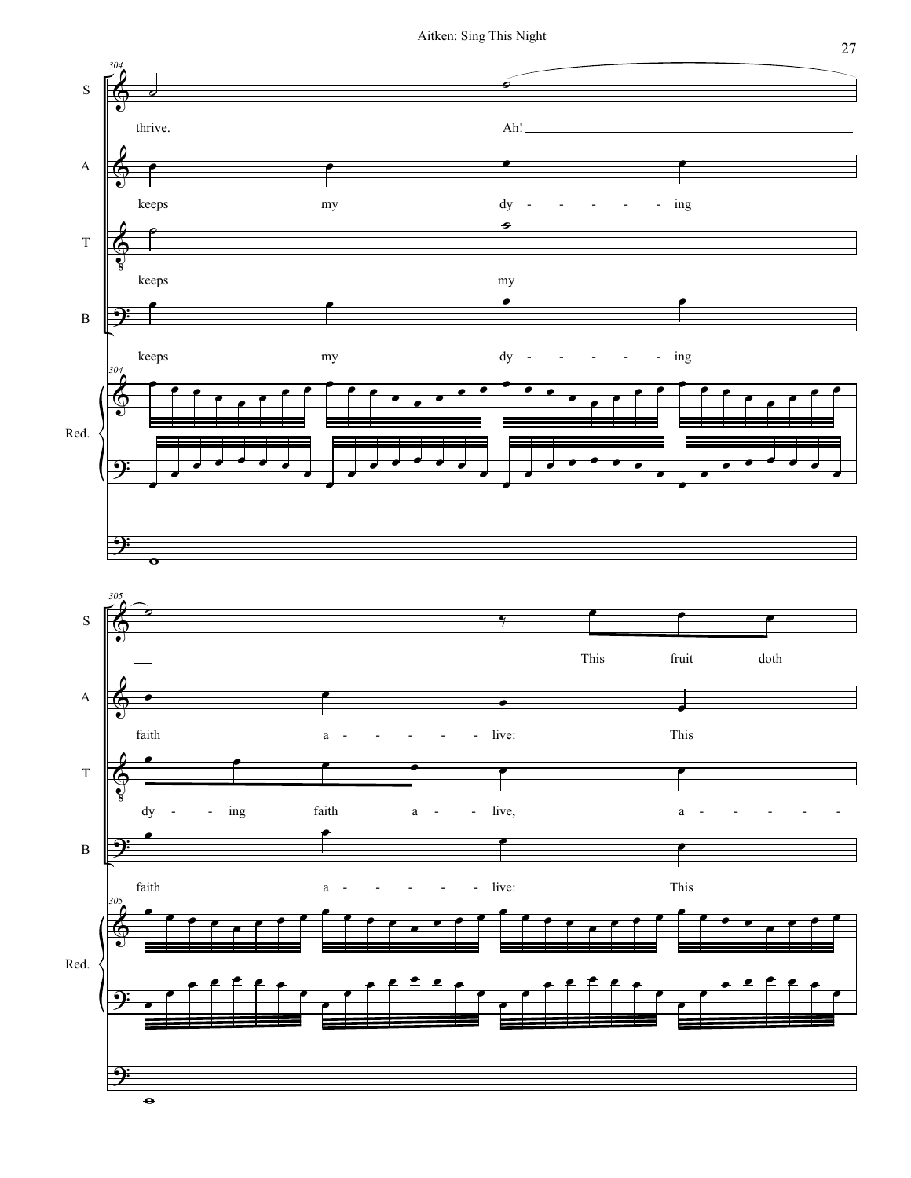304

S: thrive. Ah!

A: keeps my dy - ing

T: keeps my

B: keeps my dy - ing

Red.

305

S: This fruit doth

A: faith a - live: This

T: dy - ing faith a - live, a -

B: faith a - live: This

Red.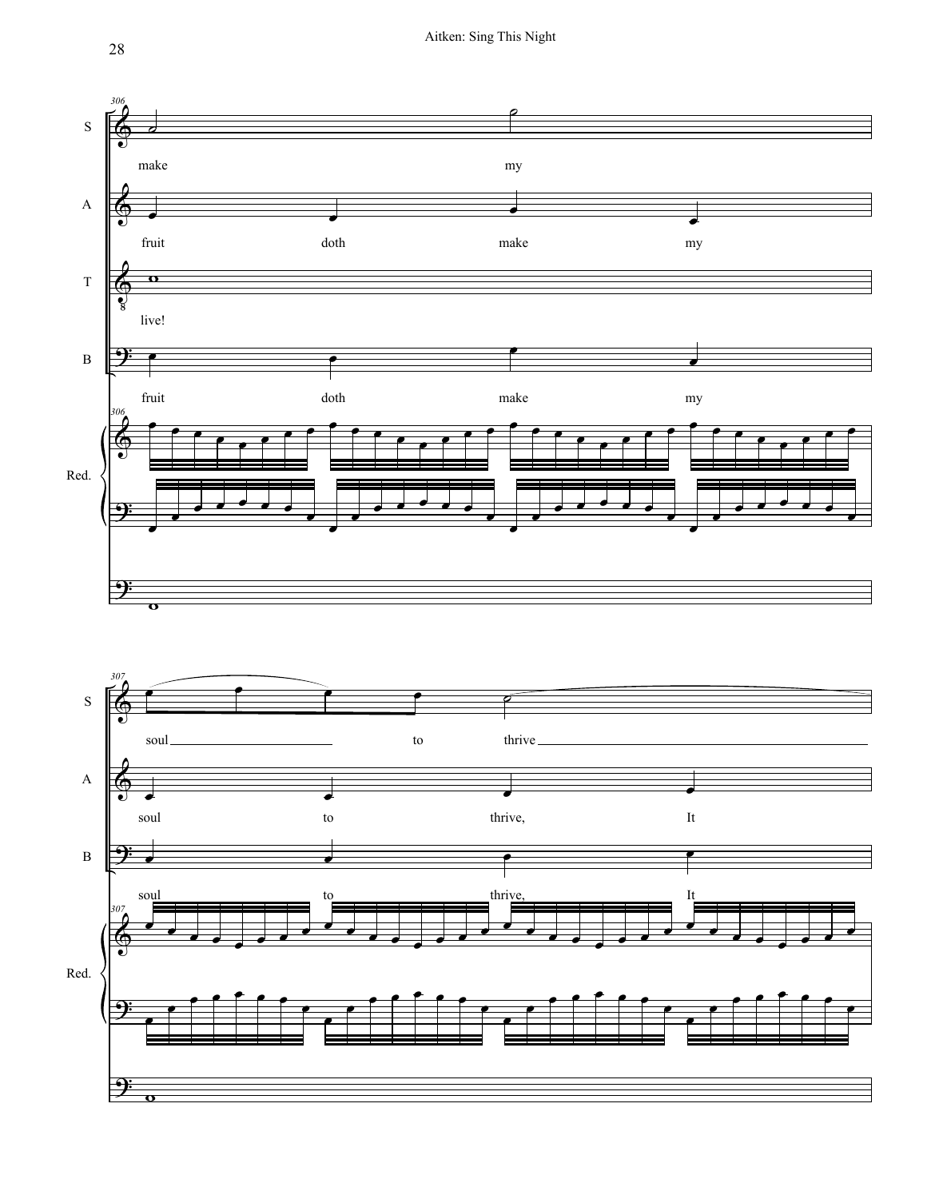306

S: make my

A: fruit doth make my

T: live!

B: fruit doth make my

Red.

307

S: soul to thrive

A: soul to thrive, It

B: soul to thrive, It

Red.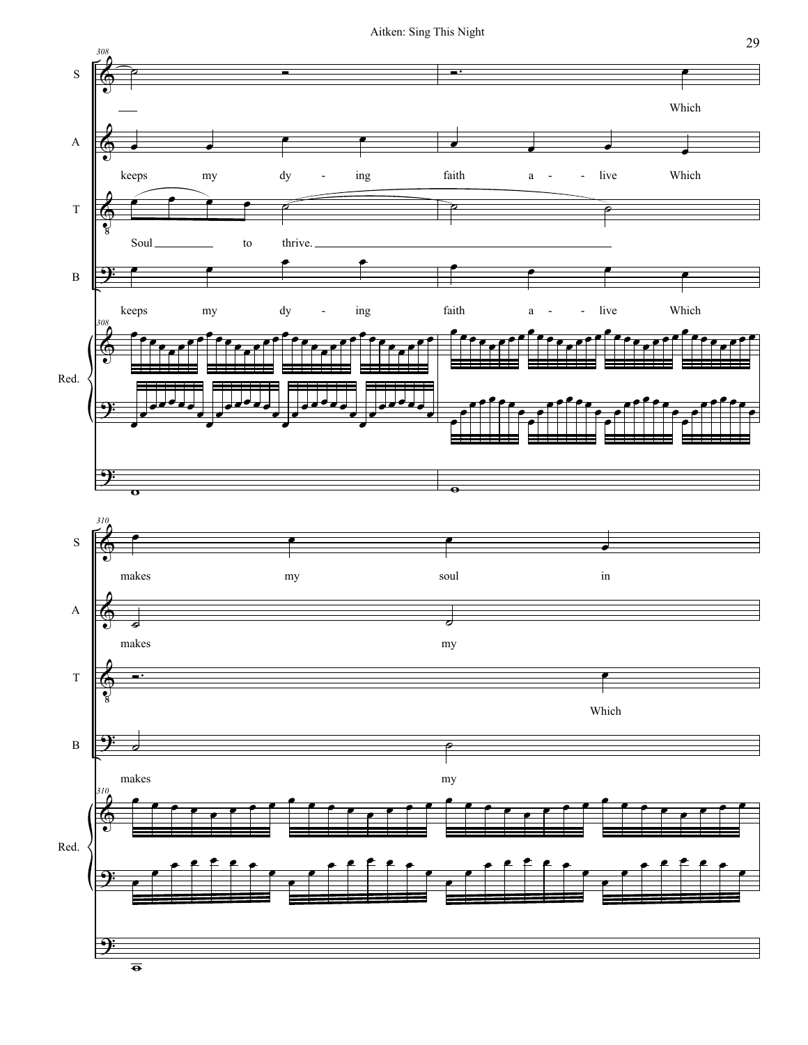308

S

Which

A

keeps my dy - ing faith a - - live Which

T

Soul to thrive.

B

keeps my dy - ing faith a - - live Which

Red.

310

S

makes my soul in

A

makes my

T

Which

B

makes my

Red.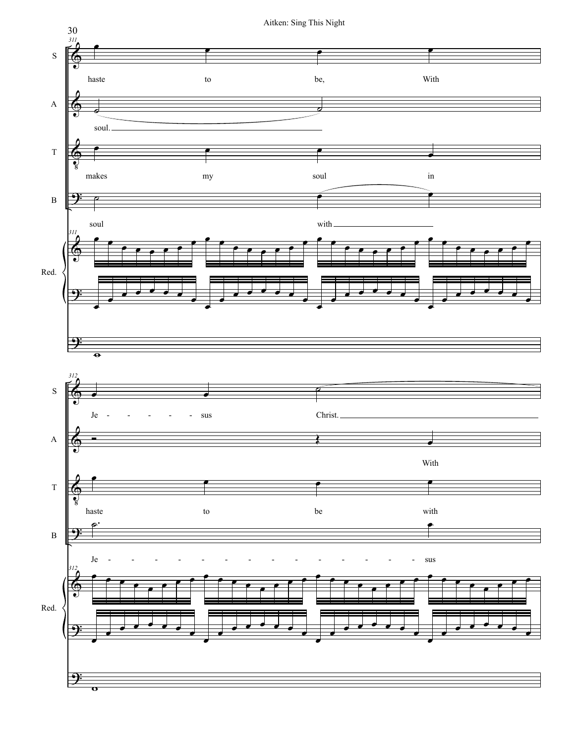S: haste to be, With

A: soul.

T: makes my soul in

B: soul with

S: Je - - - - - - sus Christ.

A: With

T: haste to be with

B: Je - - - - - - - - - - - - - - - sus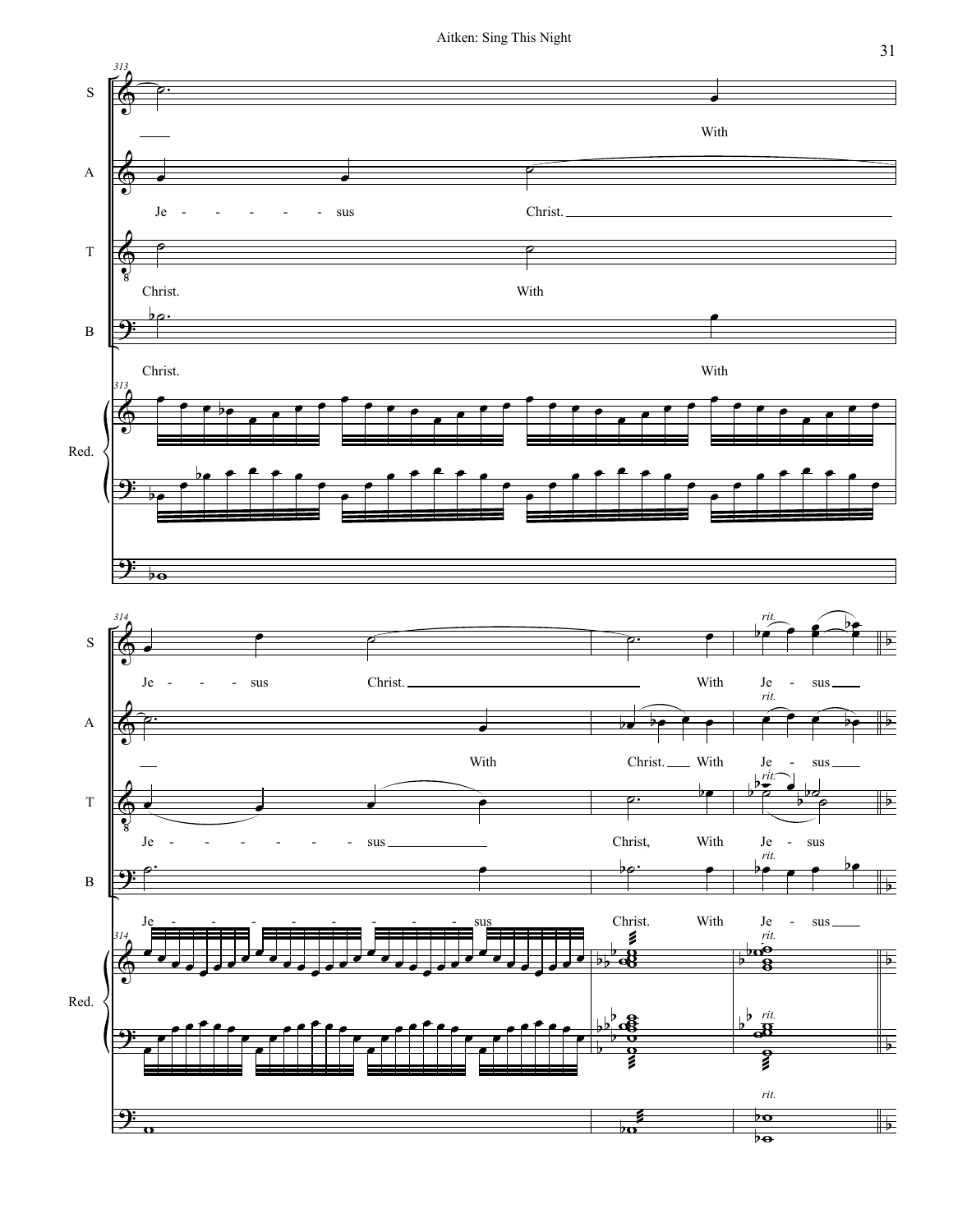313

S

With

A

Je - - - - - - sus Christ.

T

Christ. With

B

Christ. With

Red.

314

S

Je - - - sus Christ. With Je - sus

*rit.*

A

With Christ. With Je - sus

*rit.*

T

Je - - - - - - - sus Christ, With Je - sus

*rit.*

B

Je - - - - - - - - - sus Christ. With Je - sus

Red.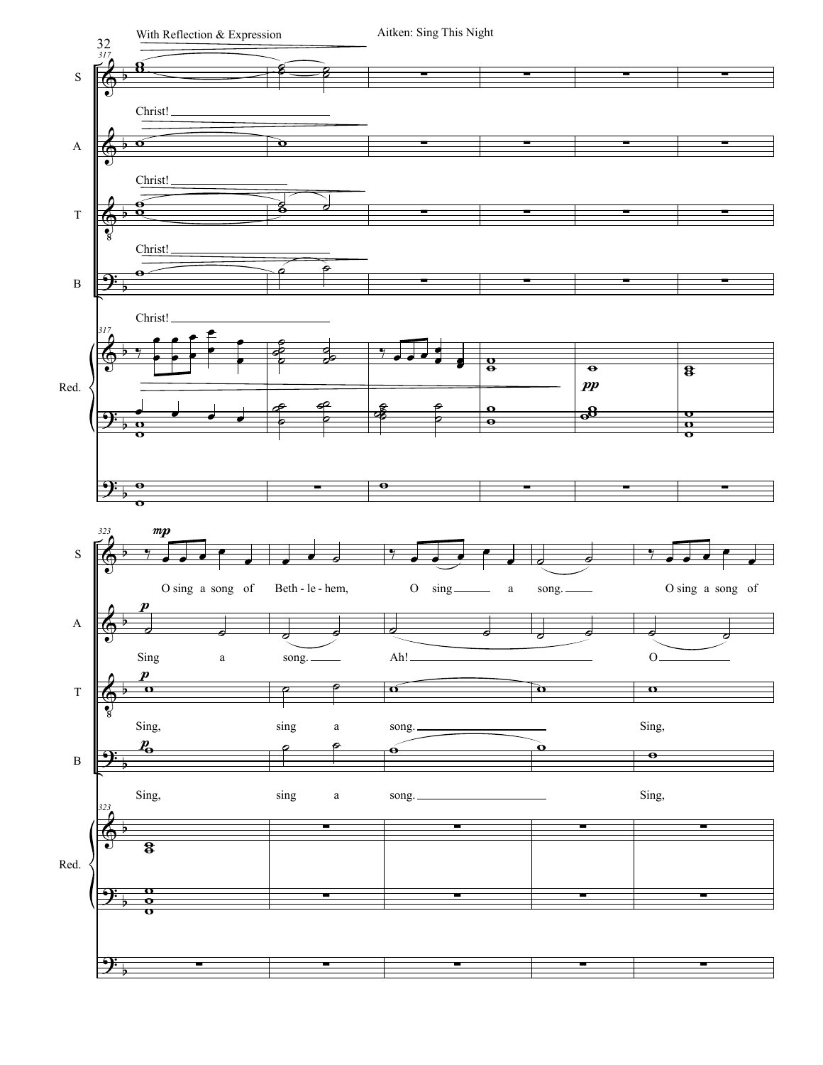With Reflection & Expression

Christ!

O sing a song of Beth - le - hem, O sing a song. O sing a song of

Sing a song. Ah! O

Sing, sing a song. Sing,

Sing, sing a song. Sing,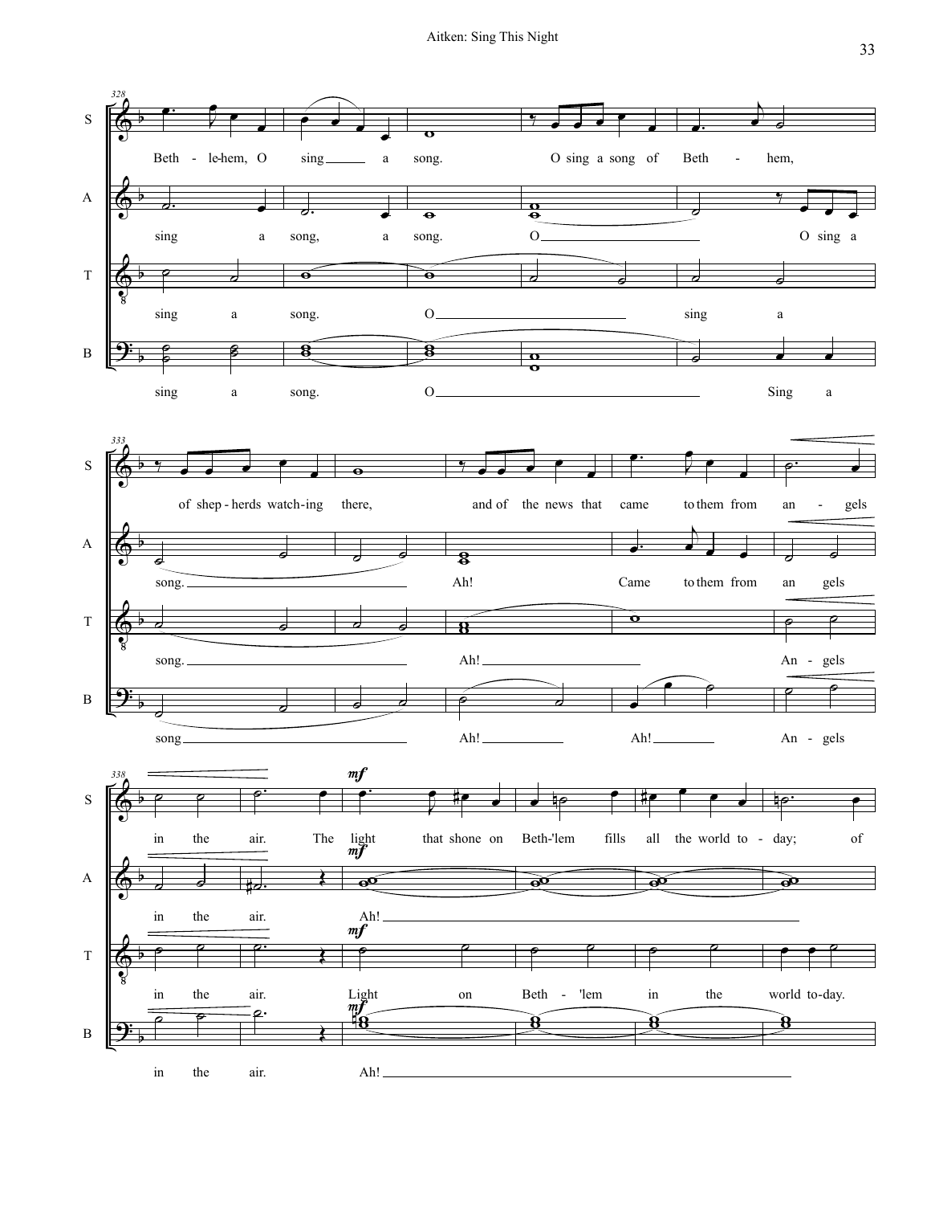328

S: Beth - le-hem, O sing a song. O sing a song of Beth - hem,

A: sing a song, a song. O O sing a

T: sing a song. O sing a

B: sing a song. O Sing a

333

S: of shep - herds watch-ing there, and of the news that came to them from an - gels

A: song. Ah! Came to them from an gels

T: song. Ah! An - gels

B: song Ah! Ah! An - gels

338

S: in the air. The *mf* light that shone on Beth-'lem fills all the world to - day; of

A: in the air. *mf* Ah!

T: in the air. *mf* Light on Beth - 'lem in the world to-day.

B: in the air. *mf* Ah!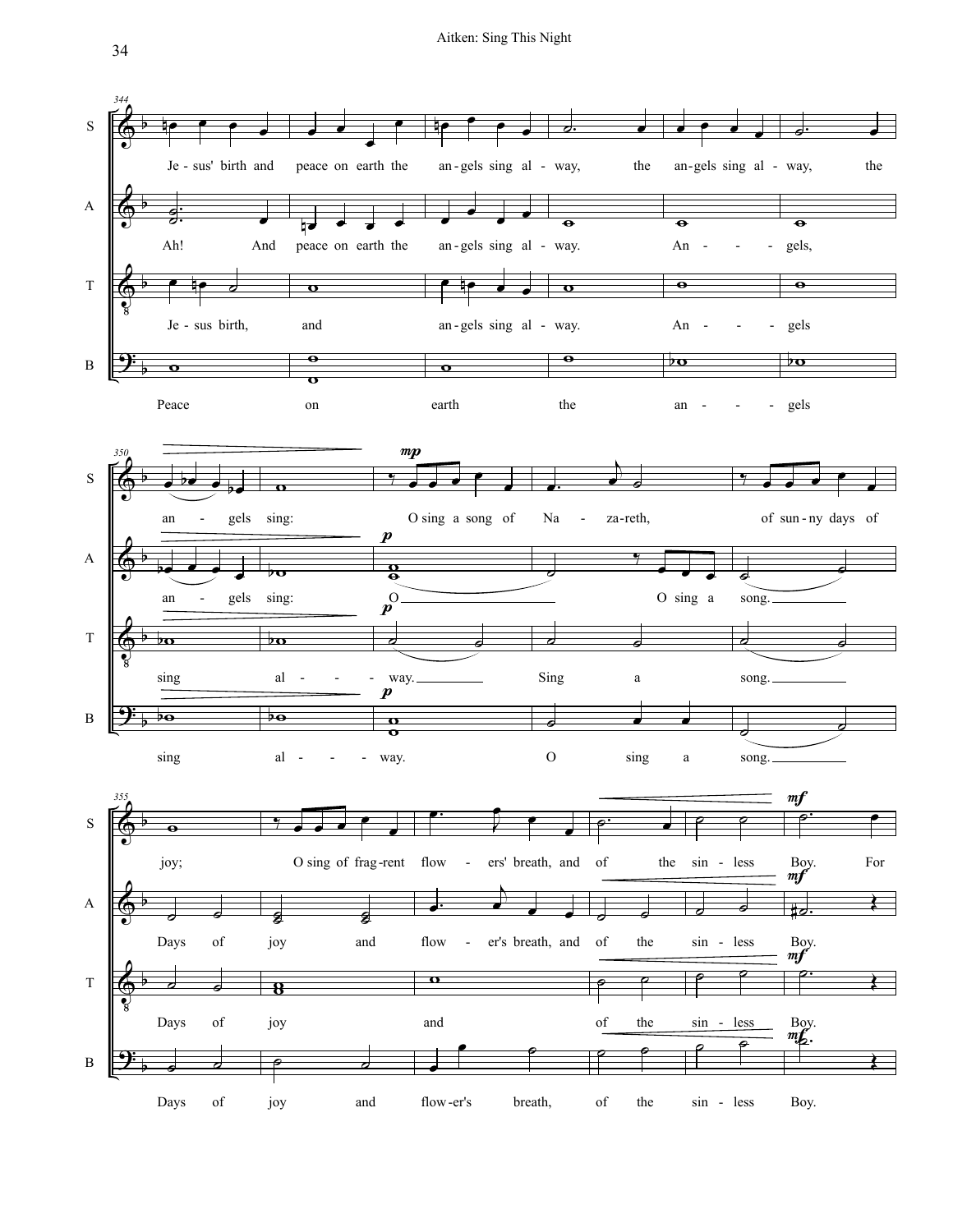344

S: Je - sus' birth and peace on earth the an - gels sing al - way, the an - gels sing al - way, the

A: Ah! And peace on earth the an - gels sing al - way. An - - - gels,

T: Je - sus birth, and an - gels sing al - way. An - - - gels

B: Peace on earth the an - - - gels

350

S: an - gels sing: *mp* O sing a song of Na - za-reth, of sun - ny days of

A: an - gels sing: *p* O O sing a song.

T: sing al - - - way. *p* Sing a song.

B: sing al - - - way. *p* O sing a song.

355

S: joy; O sing of frag - rent flow - ers' breath, and of the sin - less Boy. *mf* For

A: Days of joy and flow - er's breath, and of the sin - less Boy. *mf*

T: Days of joy and of the sin - less Boy. *mf*

B: Days of joy and flow - er's breath, of the sin - less Boy. *mf*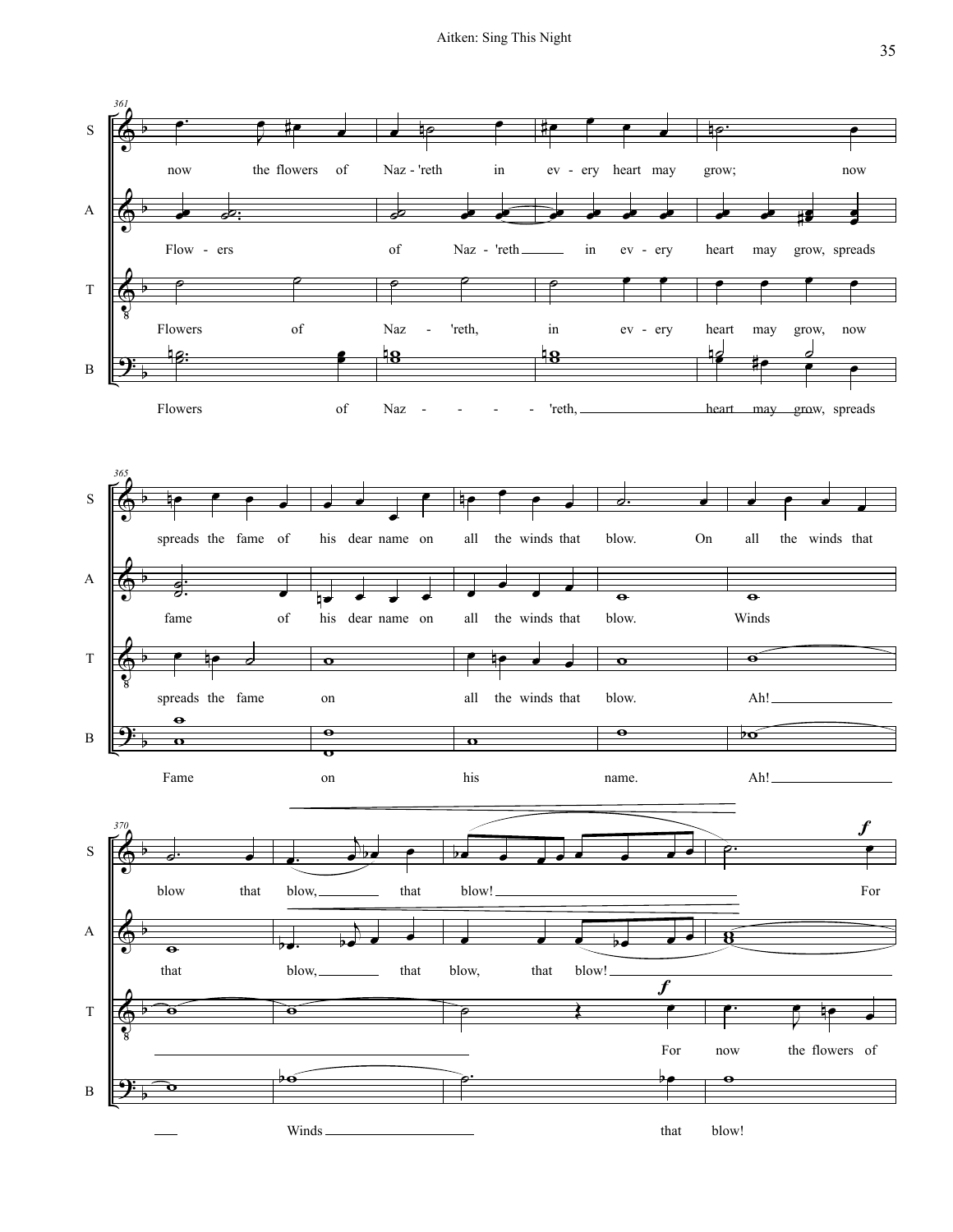**361**

S: now the flowers of Naz - 'reth in ev - ery heart may grow; now

A: Flow - ers of Naz - 'reth in ev - ery heart may grow, spreads

T: Flowers of Naz - 'reth, in ev - ery heart may grow, now

B: Flowers of Naz - - - - 'reth, heart may grow, spreads

**365**

S: spreads the fame of his dear name on all the winds that blow. On all the winds that

A: fame of his dear name on all the winds that blow. Winds

T: spreads the fame on all the winds that blow. Ah!

B: Fame on his name. Ah!

**370**

S: blow that blow, that blow! *f* For

A: that blow, that blow, that blow!

T: *f* For now the flowers of

B: Winds that blow!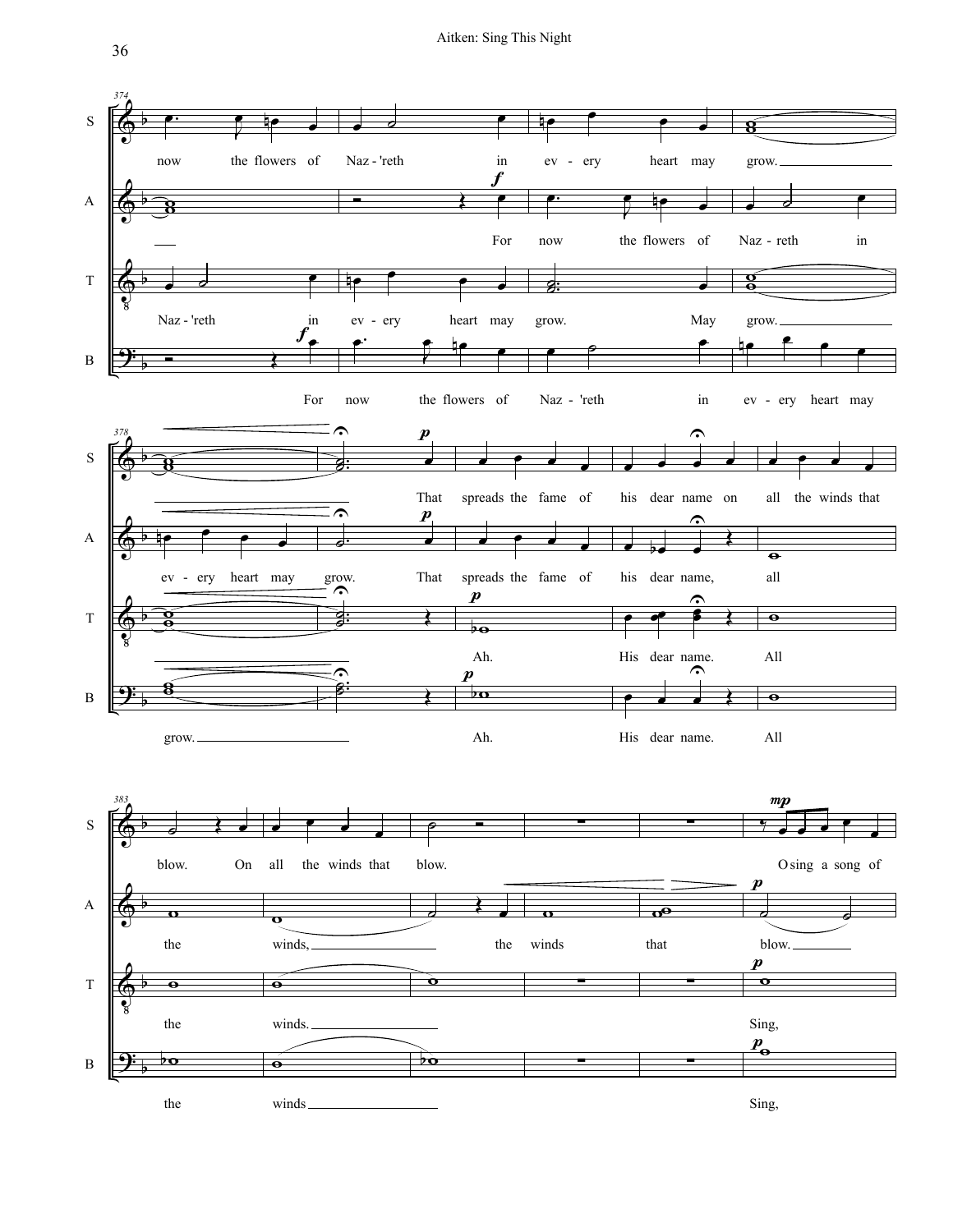374

S: now the flowers of Naz - 'reth in ev - ery heart may grow.

A: For now the flowers of Naz - reth in

T: Naz - 'reth in ev - ery heart may grow. May grow.

B: For now the flowers of Naz - 'reth in ev - ery heart may

378

S: That spreads the fame of his dear name on all the winds that

A: ev - ery heart may grow. That spreads the fame of his dear name, all

T: Ah. His dear name. All

B: grow. Ah. His dear name. All

383

S: blow. On all the winds that blow. O sing a song of

A: the winds, the winds that blow.

T: the winds. Sing,

B: the winds Sing,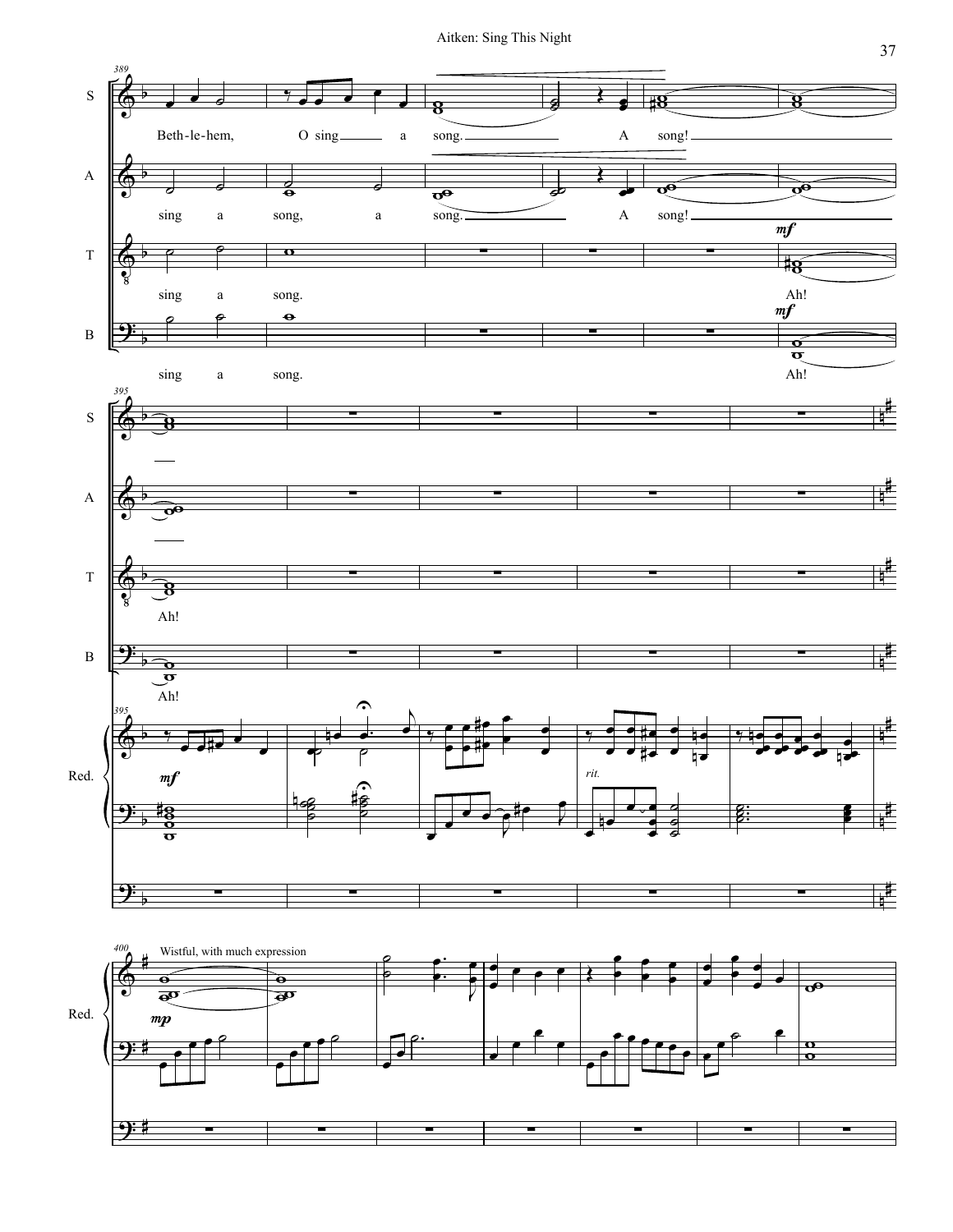389

Beth-le-hem, O sing a song. A song!

sing a song, a song. A song!

*mf*

sing a song. Ah!

*mf*

sing a song. Ah!

395

Ah!

Ah!

*mf*

*rit.*

400 Wistful, with much expression

*mp*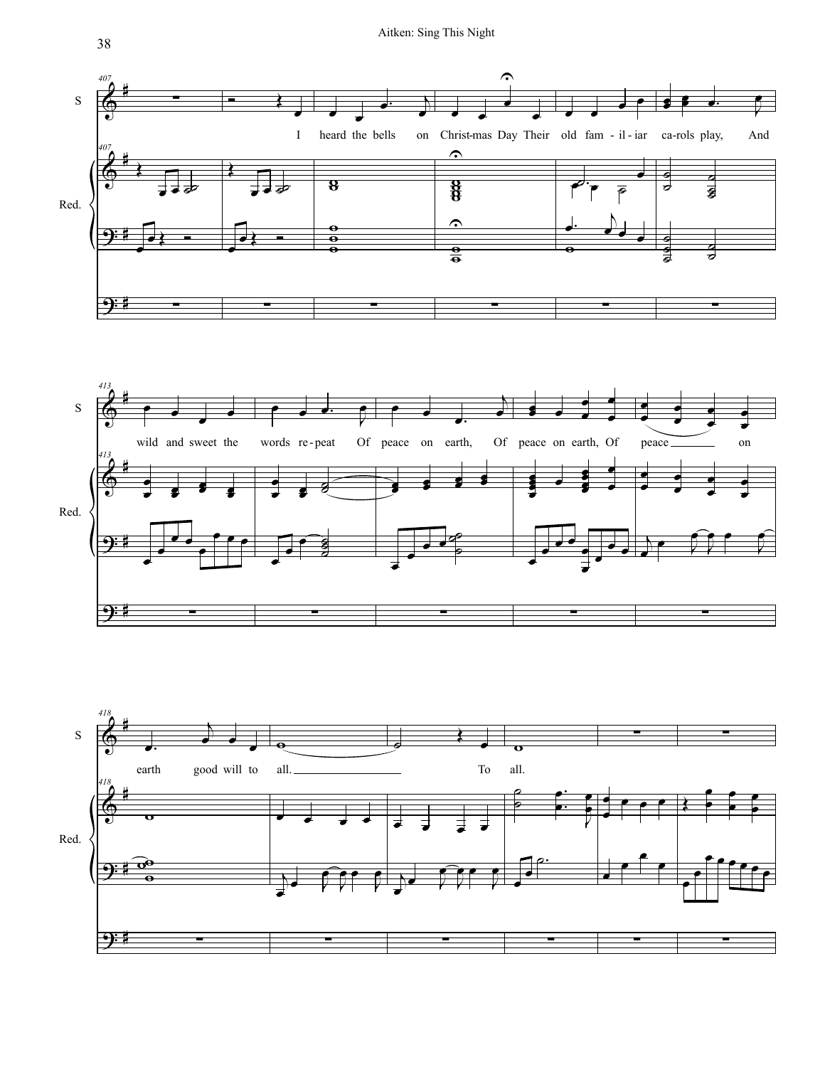S

Red.

I heard the bells on Christ-mas Day Their old fam - il - iar ca-rols play, And

wild and sweet the words re - peat Of peace on earth, Of peace on earth, Of peace on

earth good will to all. To all.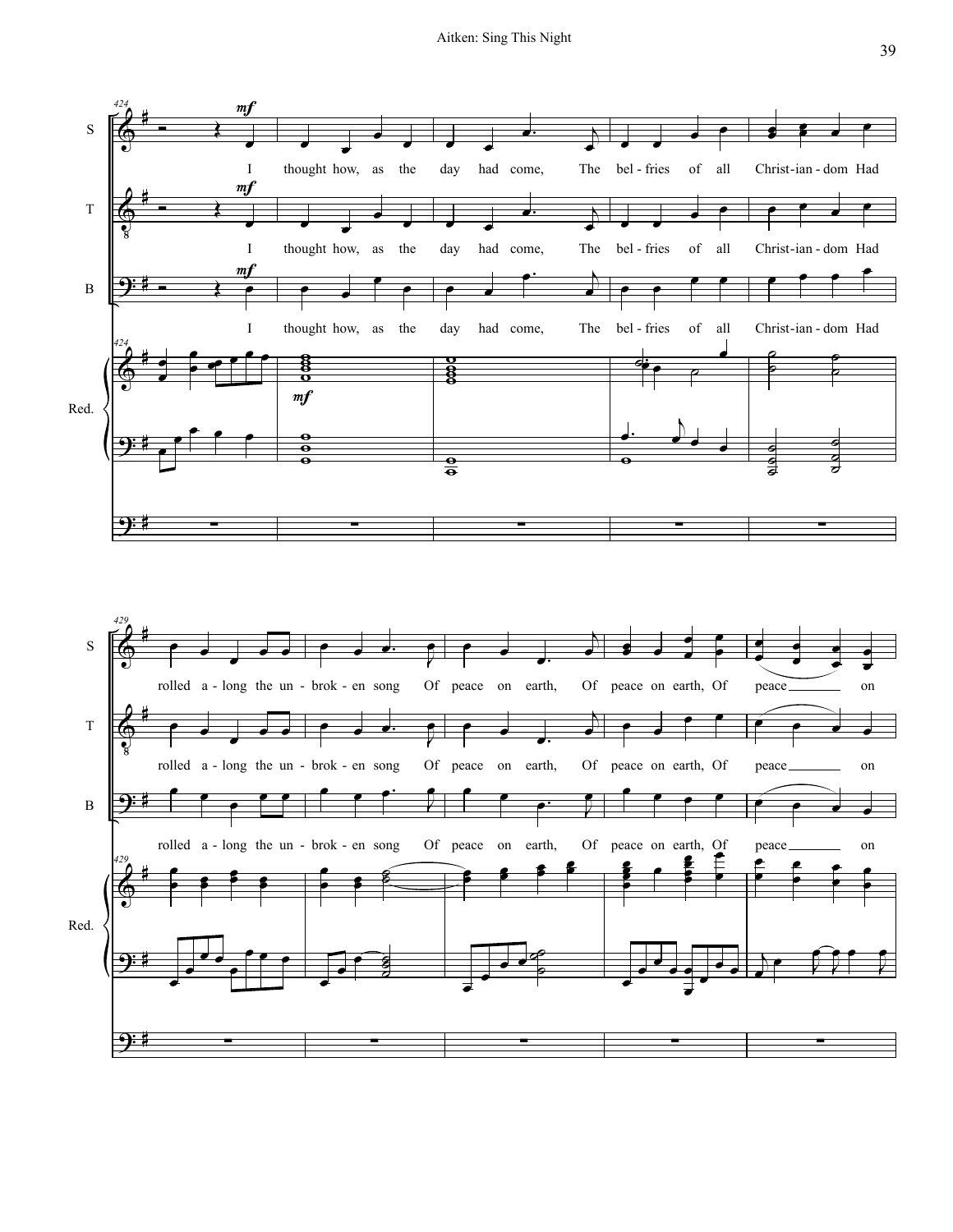424

S

*mf*

I thought how, as the day had come, The bel - fries of all Christ - ian - dom Had

T

*mf*

I thought how, as the day had come, The bel - fries of all Christ - ian - dom Had

B

*mf*

I thought how, as the day had come, The bel - fries of all Christ - ian - dom Had

Red.

*mf*

429

S

rolled a - long the un - brok - en song Of peace on earth, Of peace on earth, Of peace ___ on

T

rolled a - long the un - brok - en song Of peace on earth, Of peace on earth, Of peace ___ on

B

rolled a - long the un - brok - en song Of peace on earth, Of peace on earth, Of peace ___ on

Red.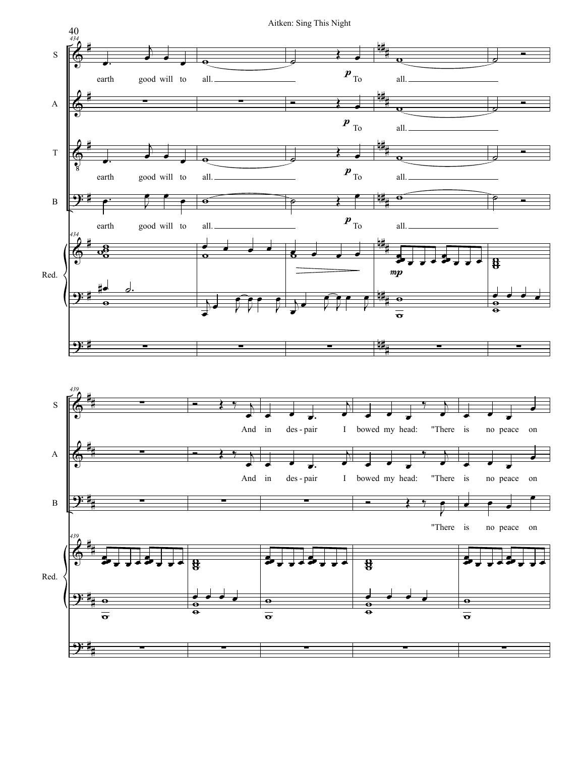S: earth good will to all. *p* To all.

A: *p* To all.

T: earth good will to all. *p* To all.

B: earth good will to all. *p* To all.

Red. *mp*

S: And in des - pair I bowed my head: "There is no peace on

A: And in des - pair I bowed my head: "There is no peace on

B: "There is no peace on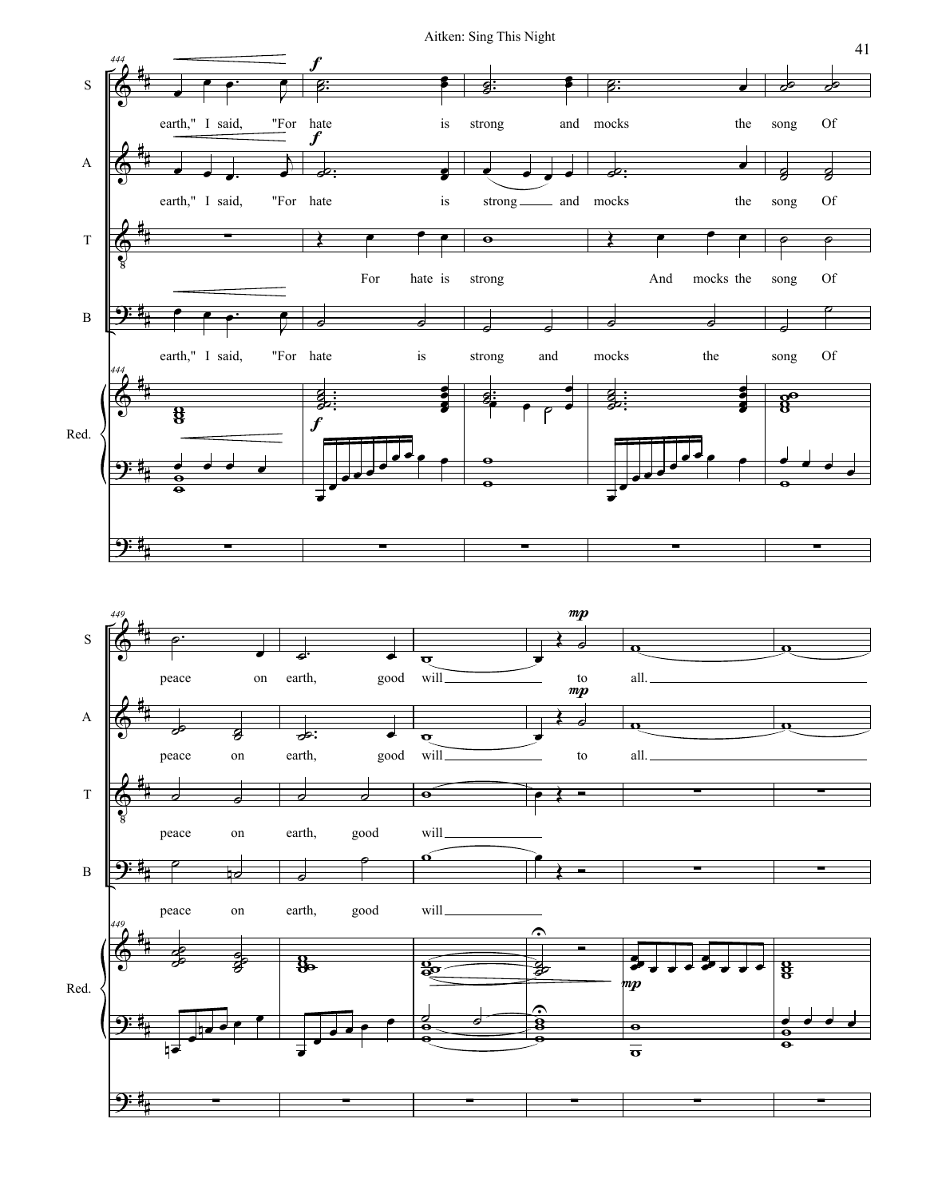earth," I said, "For hate is strong and mocks the song Of peace on earth, good will to all.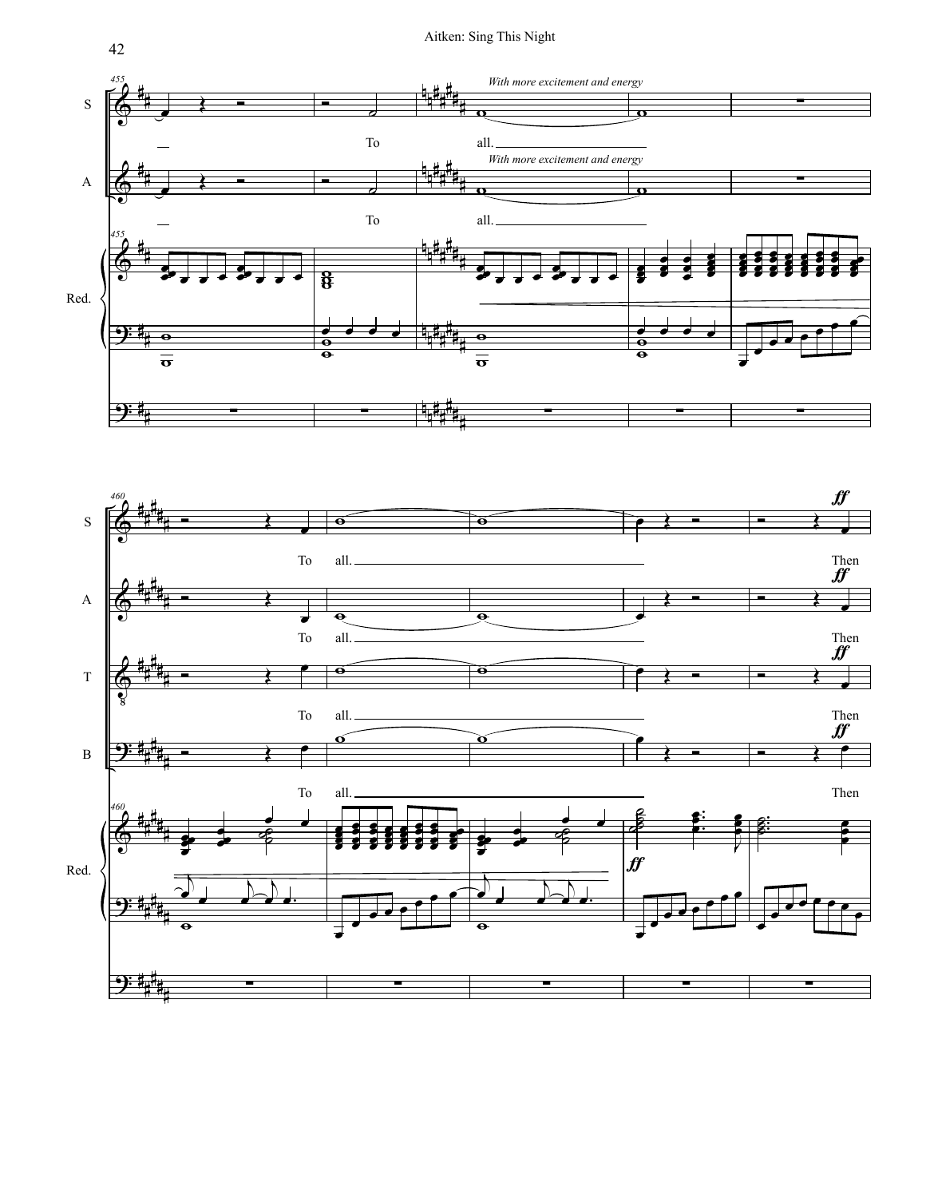*With more excitement and energy*

To all.

*With more excitement and energy*

To all.

To all.

To all.

To all.

To all.

Then

Then

Then

Then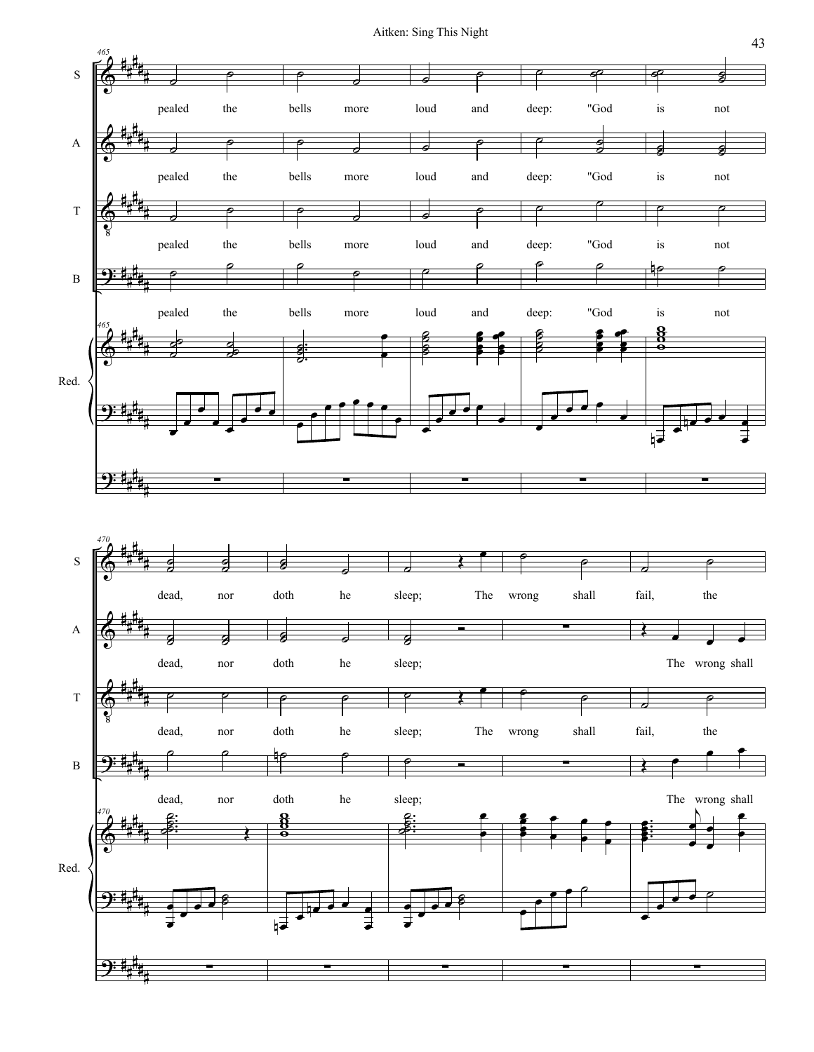465

S: pealed the bells more loud and deep: "God is not

A: pealed the bells more loud and deep: "God is not

T: pealed the bells more loud and deep: "God is not

B: pealed the bells more loud and deep: "God is not

Red.

470

S: dead, nor doth he sleep; The wrong shall fail, the

A: dead, nor doth he sleep; The wrong shall

T: dead, nor doth he sleep; The wrong shall fail, the

B: dead, nor doth he sleep; The wrong shall

Red.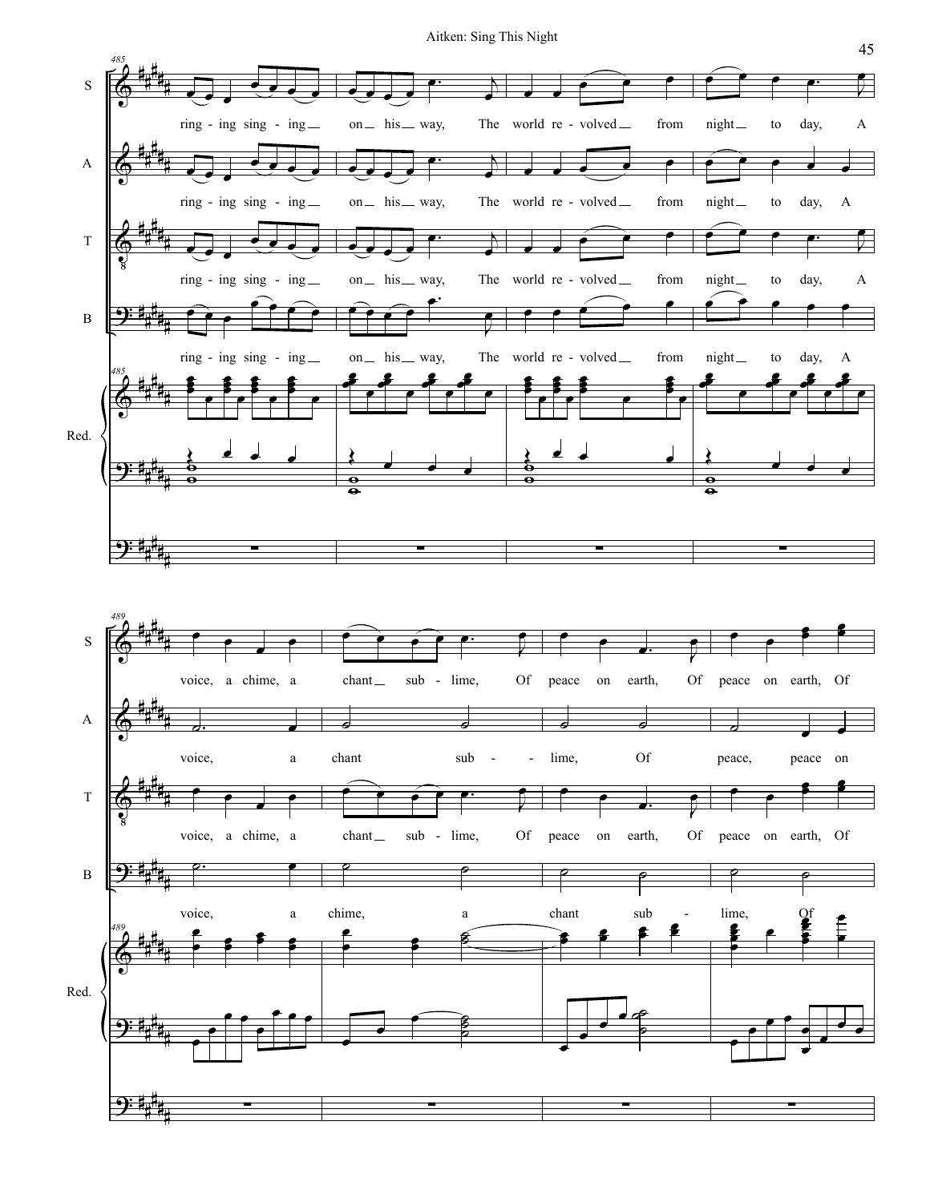485

S: ring - ing sing - ing on his way, The world re - volved from night to day, A

A: ring - ing sing - ing on his way, The world re - volved from night to day, A

T: ring - ing sing - ing on his way, The world re - volved from night to day, A

B: ring - ing sing - ing on his way, The world re - volved from night to day, A

Red.

489

S: voice, a chime, a chant sub - lime, Of peace on earth, Of peace on earth, Of

A: voice, a chant sub - - lime, Of peace, peace on

T: voice, a chime, a chant sub - lime, Of peace on earth, Of peace on earth, Of

B: voice, a chime, a chant sub - lime, Of

Red.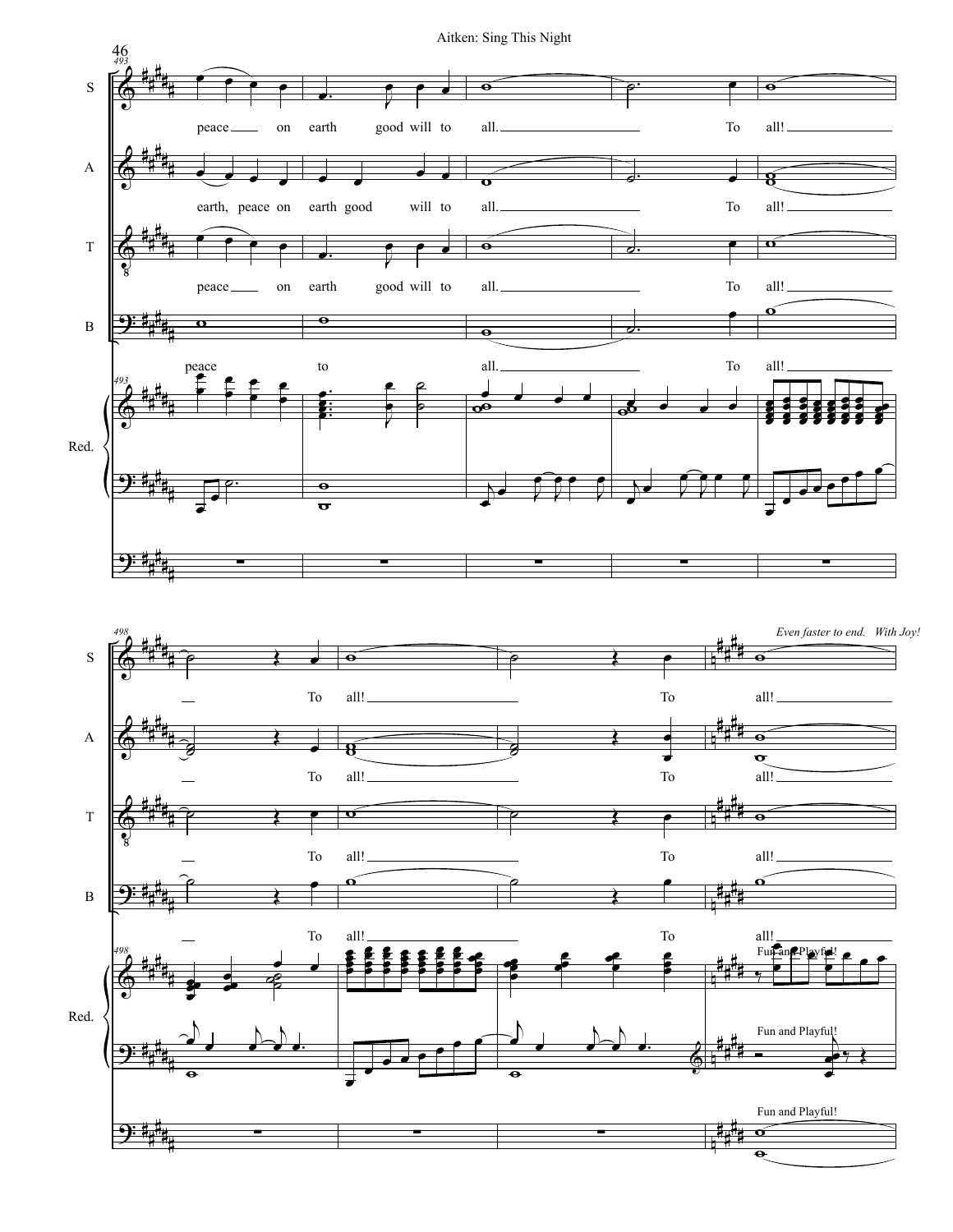493

S

peace on earth good will to all. To all!

A

earth, peace on earth good will to all. To all!

T

peace on earth good will to all. To all!

B

peace to all. To all!

Red.

498

*Even faster to end. With Joy!*

S

To all! To all!

A

To all! To all!

T

To all! To all!

B

To all! To all!

Red.

Fun and Playful!

Fun and Playful!

Fun and Playful!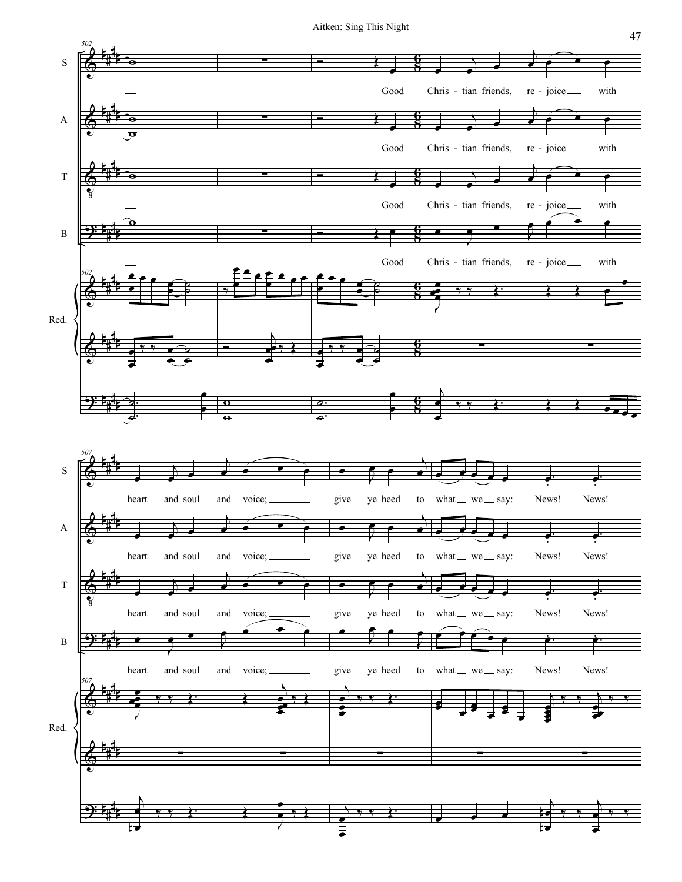S

A

T

B

Good Chris - tian friends, re - joice with

heart and soul and voice; give ye heed to what we say: News! News!

Red.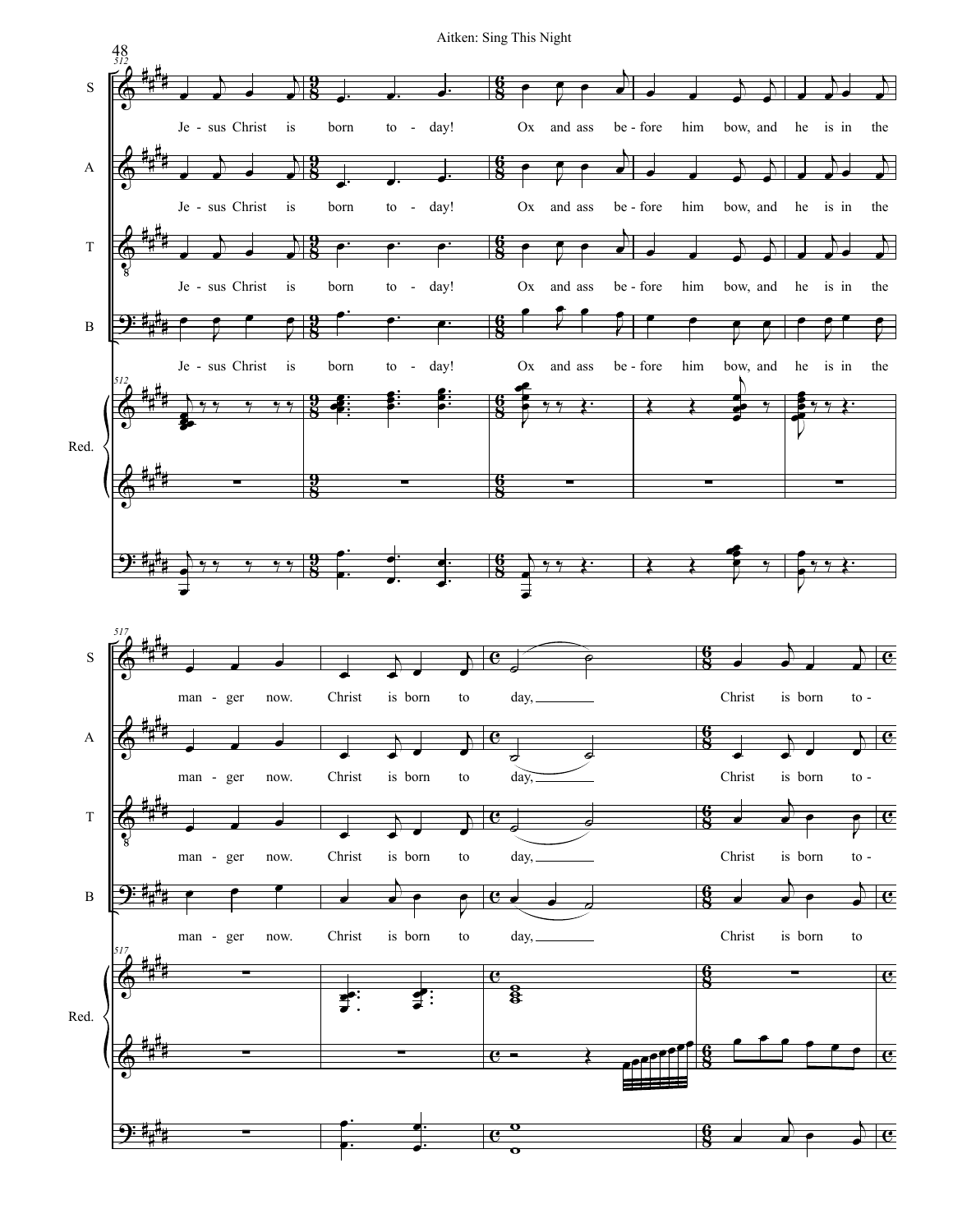S

Je - sus Christ is born to - day! Ox and ass be - fore him bow, and he is in the

A

Je - sus Christ is born to - day! Ox and ass be - fore him bow, and he is in the

T

Je - sus Christ is born to - day! Ox and ass be - fore him bow, and he is in the

B

Je - sus Christ is born to - day! Ox and ass be - fore him bow, and he is in the

Red.

S

man - ger now. Christ is born to day, Christ is born to -

A

man - ger now. Christ is born to day, Christ is born to -

T

man - ger now. Christ is born to day, Christ is born to -

B

man - ger now. Christ is born to day, Christ is born to

Red.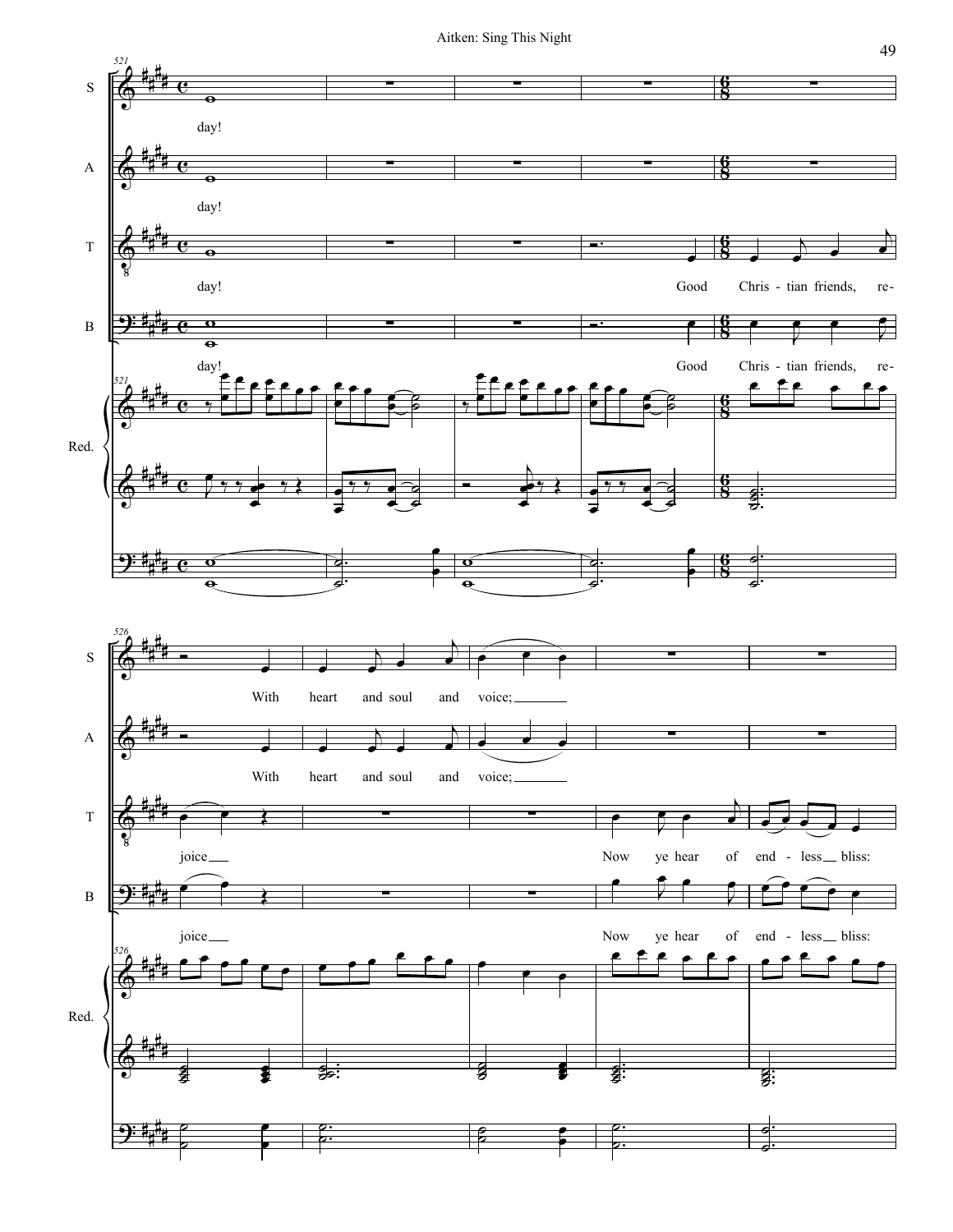S: day! — With heart and soul and voice;

A: day! — With heart and soul and voice;

T: day! Good Chris - tian friends, re - joice — Now ye hear of end - less bliss:

B: day! Good Chris - tian friends, re - joice — Now ye hear of end - less bliss:

Red.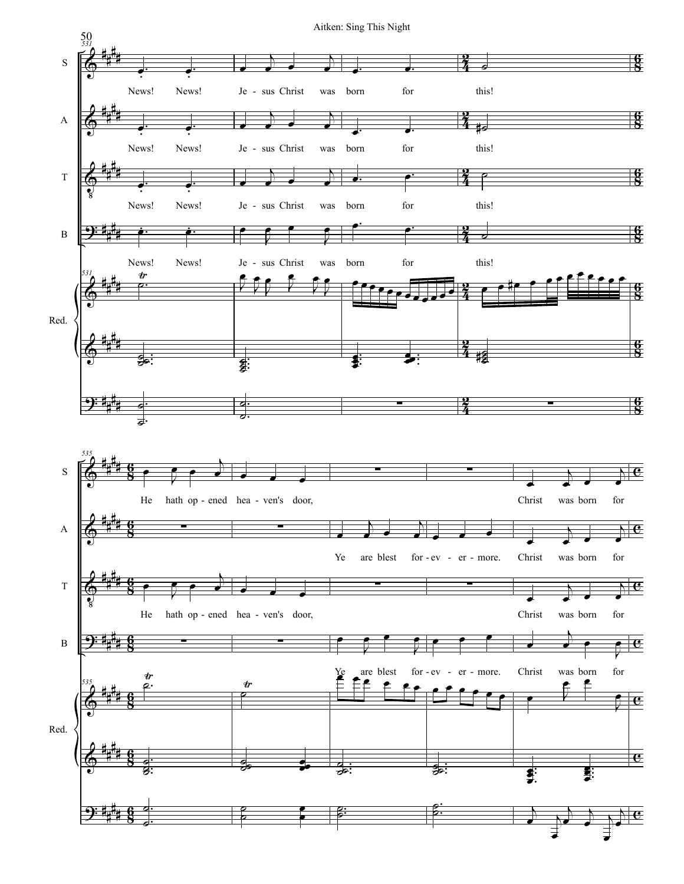News! News! Je - sus Christ was born for this!

He hath op - ened hea - ven's door,

Ye are blest for - ev - er - more.

Christ was born for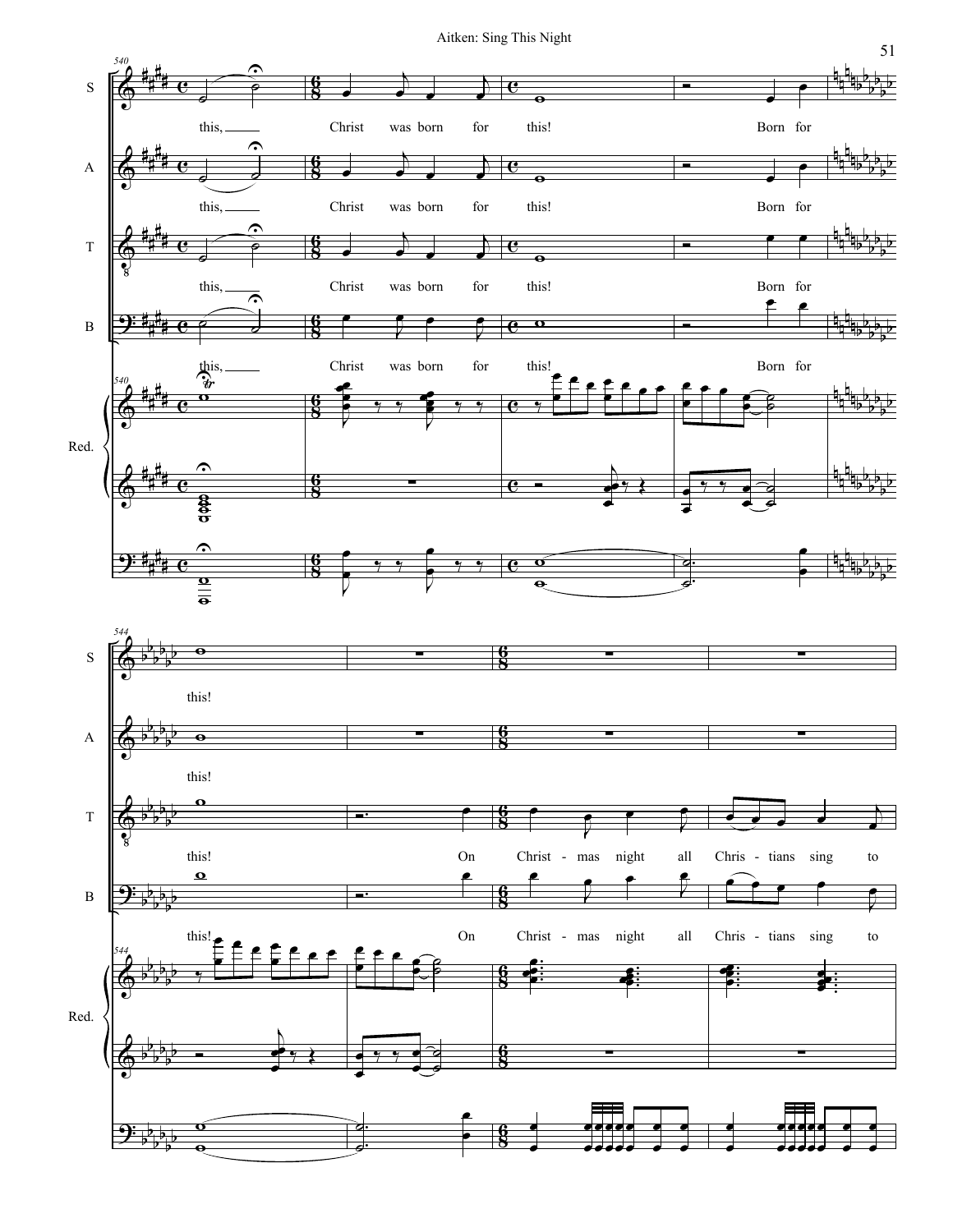S

A

T

B

Red.

this, Christ was born for this! Born for

this, Christ was born for this! Born for

this, Christ was born for this! Born for

this, Christ was born for this! Born for

this!

this!

this! On Christ - mas night all Chris - tians sing to

this! On Christ - mas night all Chris - tians sing to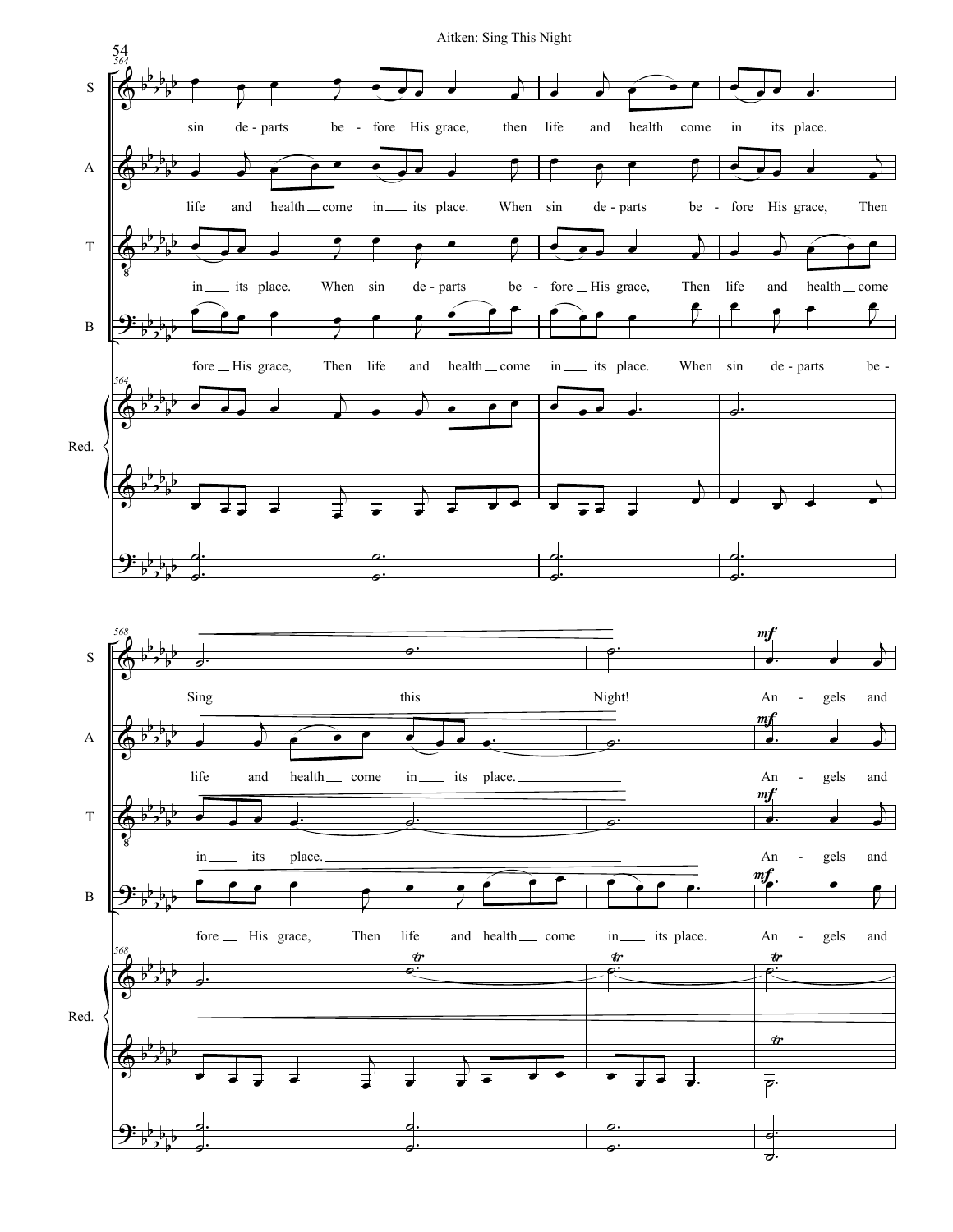S

sin de - parts be - fore His grace, then life and health come in its place.

A

life and health come in its place. When sin de - parts be - fore His grace, Then

T

in its place. When sin de - parts be - fore His grace, Then life and health come

B

fore His grace, Then life and health come in its place. When sin de - parts be -

Red.

S

Sing this Night! An - gels and

A

life and health come in its place. An - gels and

T

in its place. An - gels and

B

fore His grace, Then life and health come in its place. An - gels and

Red.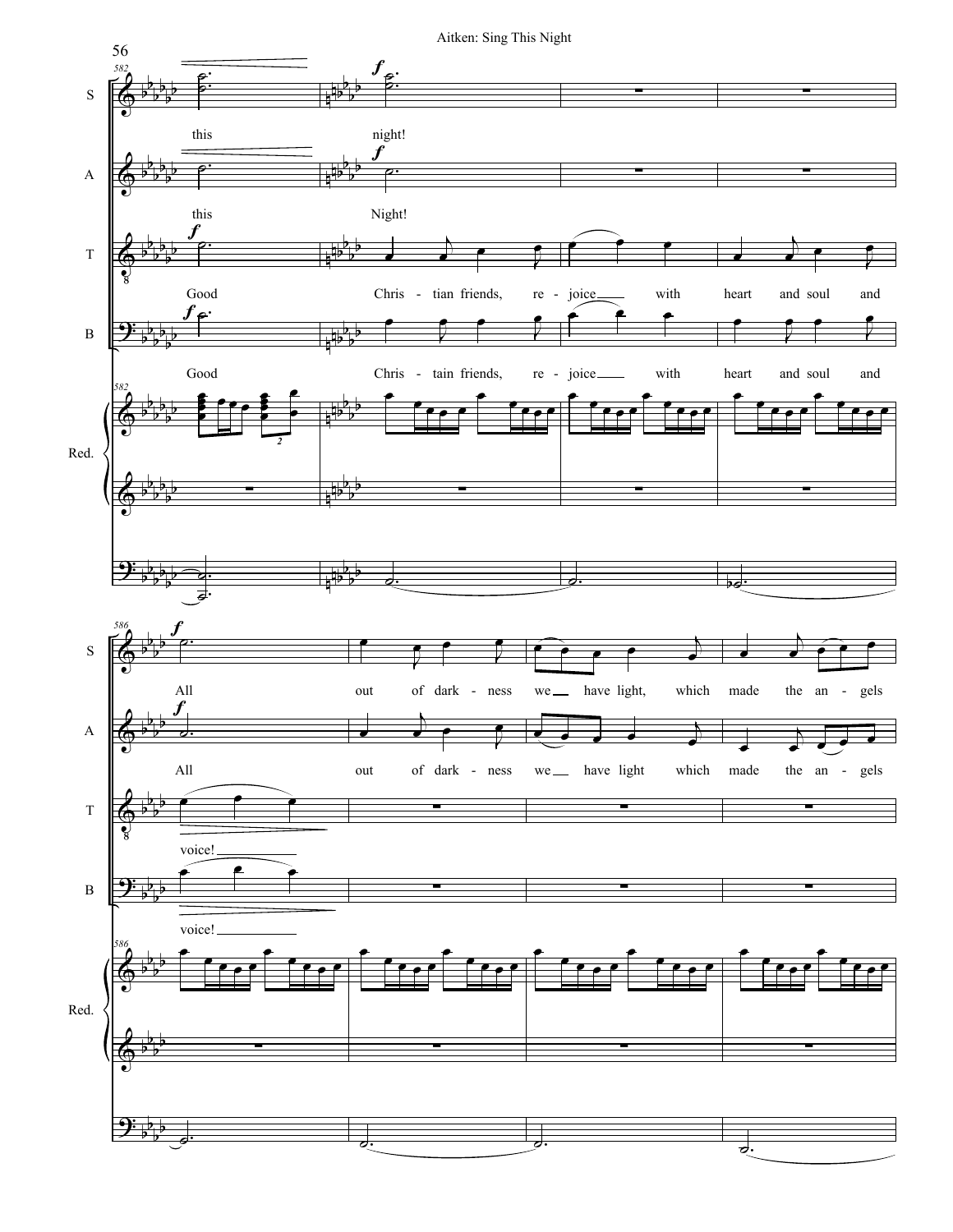S

A

T

B

Red.

this night!

this Night!

Good Chris - tian friends, re - joice with heart and soul and

Good Chris - tain friends, re - joice with heart and soul and

All out of dark - ness we have light, which made the an - gels

All out of dark - ness we have light which made the an - gels

voice!

voice!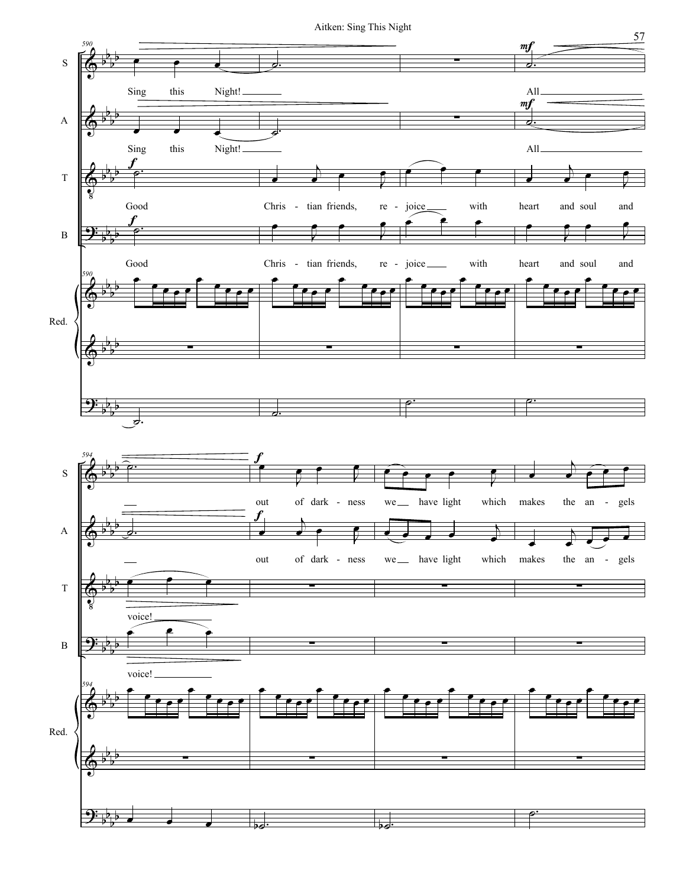S: Sing this Night! All — out of dark - ness we — have light which makes the an - gels

A: Sing this Night! All — out of dark - ness we — have light which makes the an - gels

T: Good Chris - tian friends, re - joice — with heart and soul and voice!

B: Good Chris - tian friends, re - joice — with heart and soul and voice!

Red.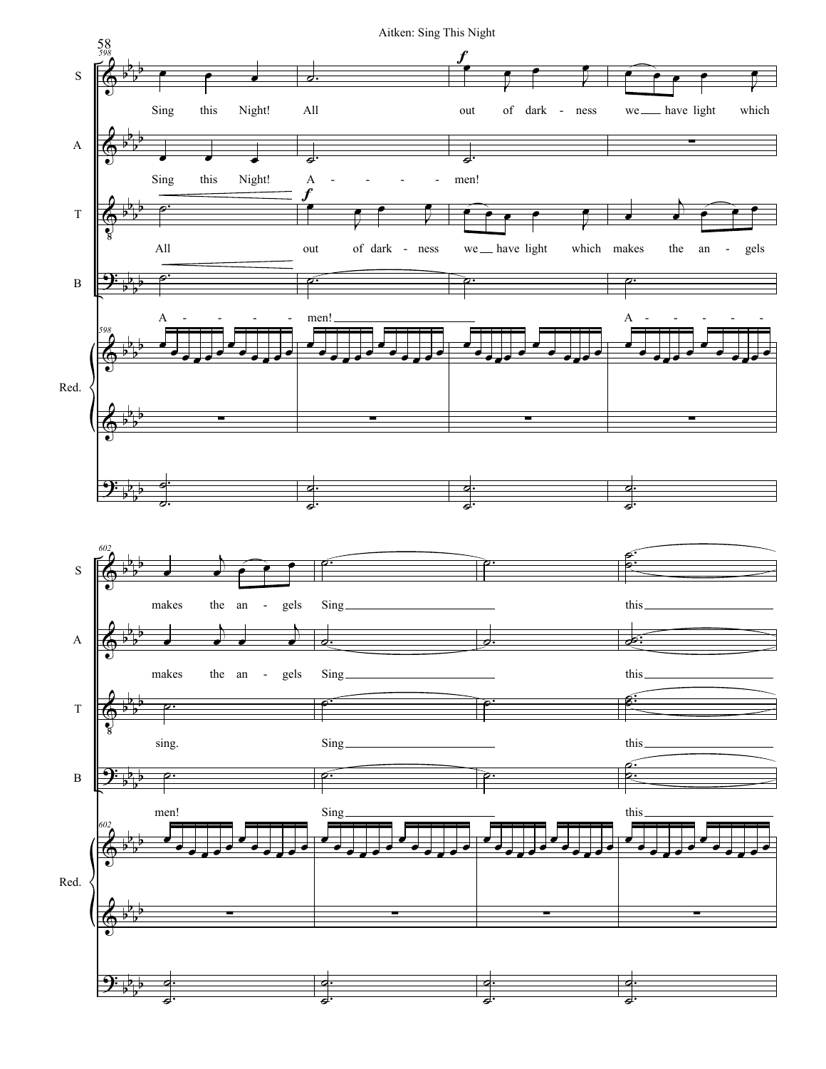598

**S:** Sing this Night! All out of dark - ness we have light which makes the an - gels Sing this

**A:** Sing this Night! A - - - - - men! makes the an - gels Sing this

**T:** All out of dark - ness we have light which makes the an - gels sing. Sing this

**B:** A - - - - - men! A - - - - - men! Sing this

**Red.**

602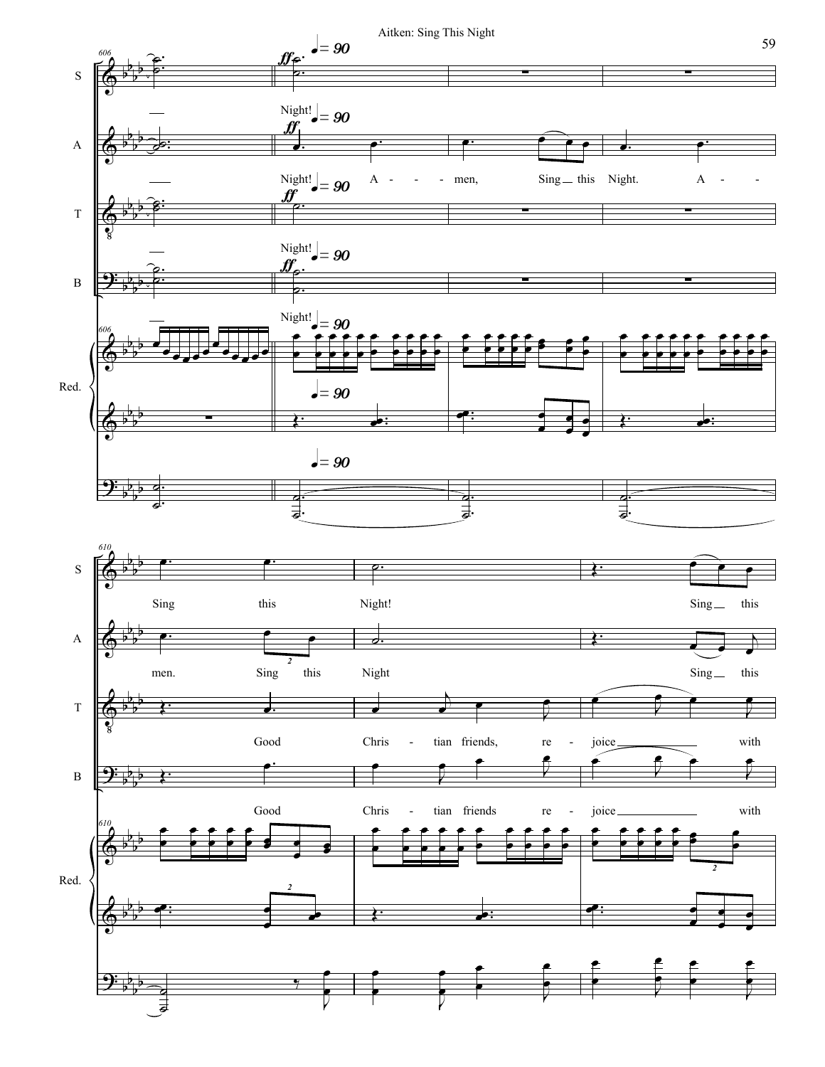S: Night! Sing this Night! Sing this

A: Night! A - - - men, Sing this Night. A - - men. Sing this Night Sing this

T: Night! Good Chris - tian friends, re - joice with

B: Night! Good Chris - tian friends re - joice with

Red.

♩= 90

*ff*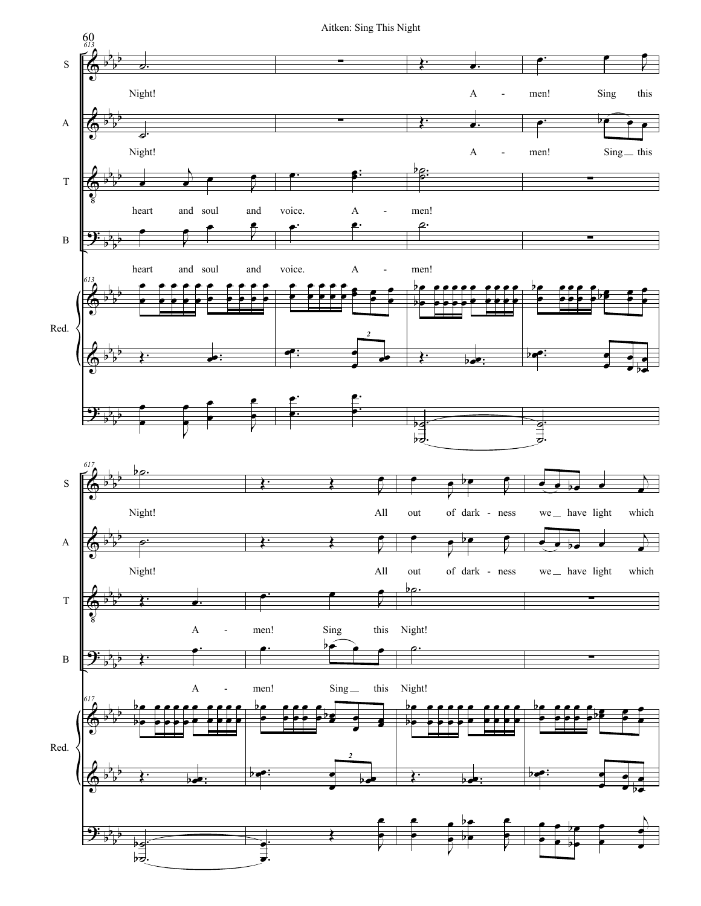S: Night! A - men! Sing this

A: Night! A - men! Sing this

T: heart and soul and voice. A - men!

B: heart and soul and voice. A - men!

Red.

S: Night! All out of dark - ness we have light which

A: Night! All out of dark - ness we have light which

T: A - men! Sing this Night!

B: A - men! Sing this Night!

Red.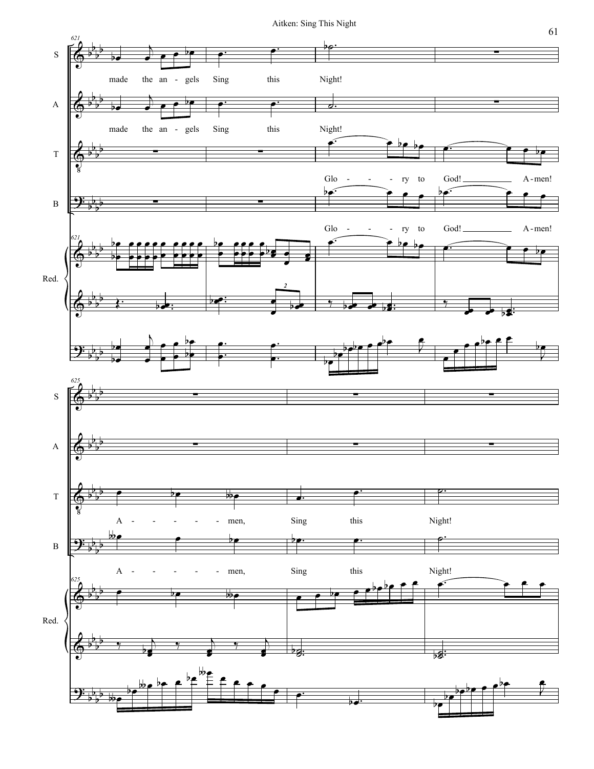S: made the an - gels Sing this Night!

A: made the an - gels Sing this Night!

T: Glo - - - ry to God! A - men!

B: Glo - - - ry to God! A - men!

Red.

T: A - - - - - men, Sing this Night!

B: A - - - - - men, Sing this Night!

Red.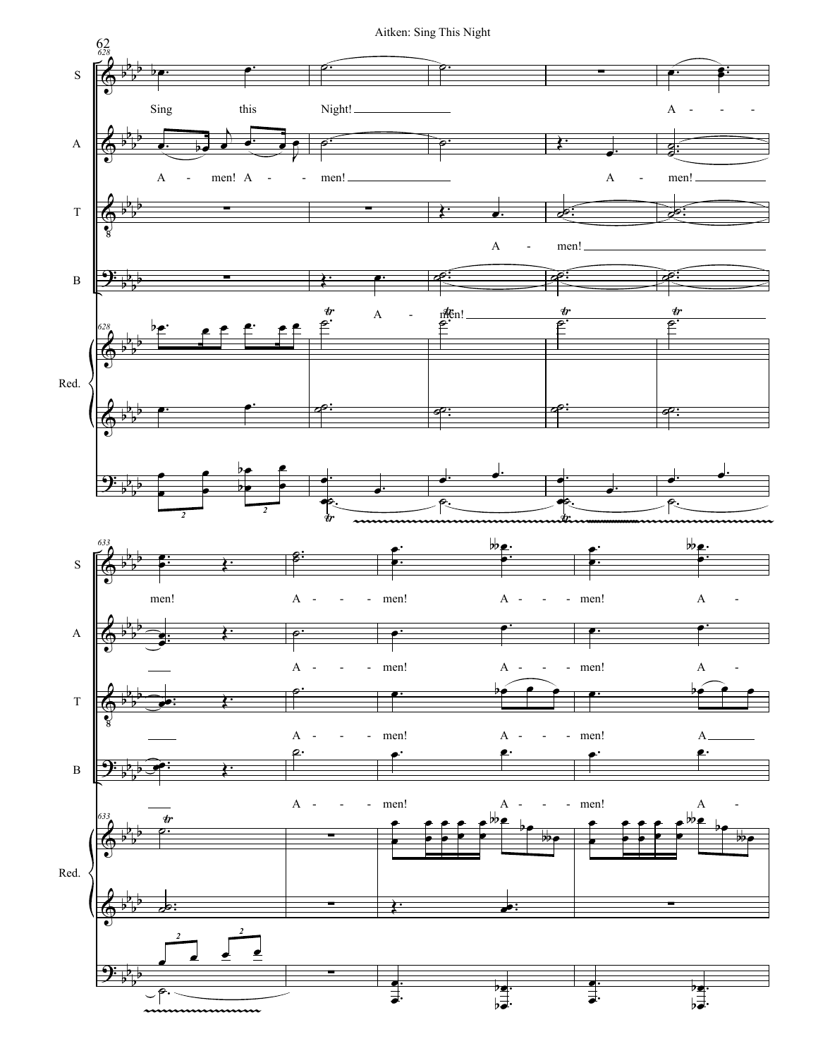Sing this Night!

A - men! A - men!

A - men!

A - men!

A - men!

men!

A - men! A - men! A -

A - men! A - men! A -

A - men! A - men! A

A - men! A - men! A -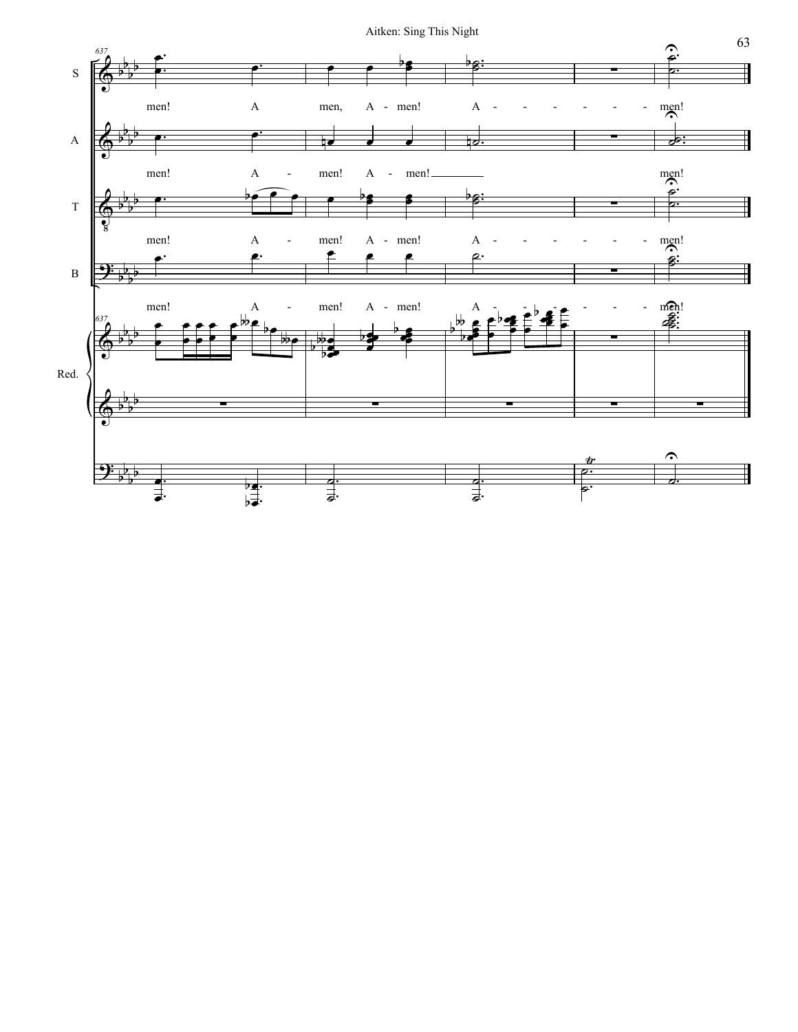S

men! A men, A - men! A - - - - - - - men!

A

men! A - men! A - men! men!

T

men! A - men! A - men! A - - - - - - - men!

B

men! A - men! A - men! A - - - - - - - men!

Red.